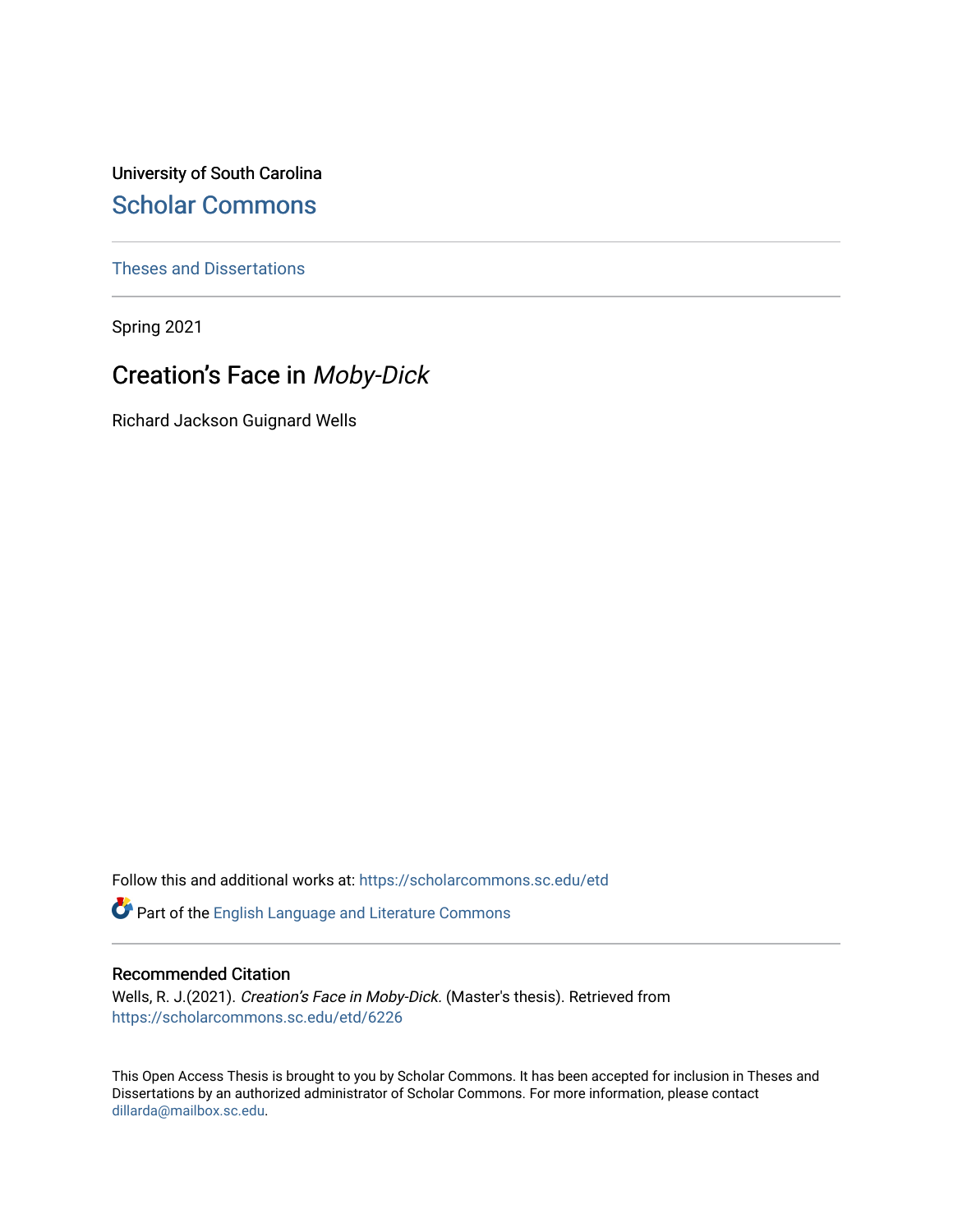University of South Carolina

Scholar Commons

Theses and Dissertations

Spring 2021

# Creation's Face in *Moby-Dick*

Richard Jackson Guignard Wells

Follow this and additional works at: https://scholarcommons.sc.edu/etd

Part of the English Language and Literature Commons

## Recommended Citation

Wells, R. J.(2021). *Creation's Face in Moby-Dick.* (Master's thesis). Retrieved from https://scholarcommons.sc.edu/etd/6226

This Open Access Thesis is brought to you by Scholar Commons. It has been accepted for inclusion in Theses and Dissertations by an authorized administrator of Scholar Commons. For more information, please contact dillarda@mailbox.sc.edu.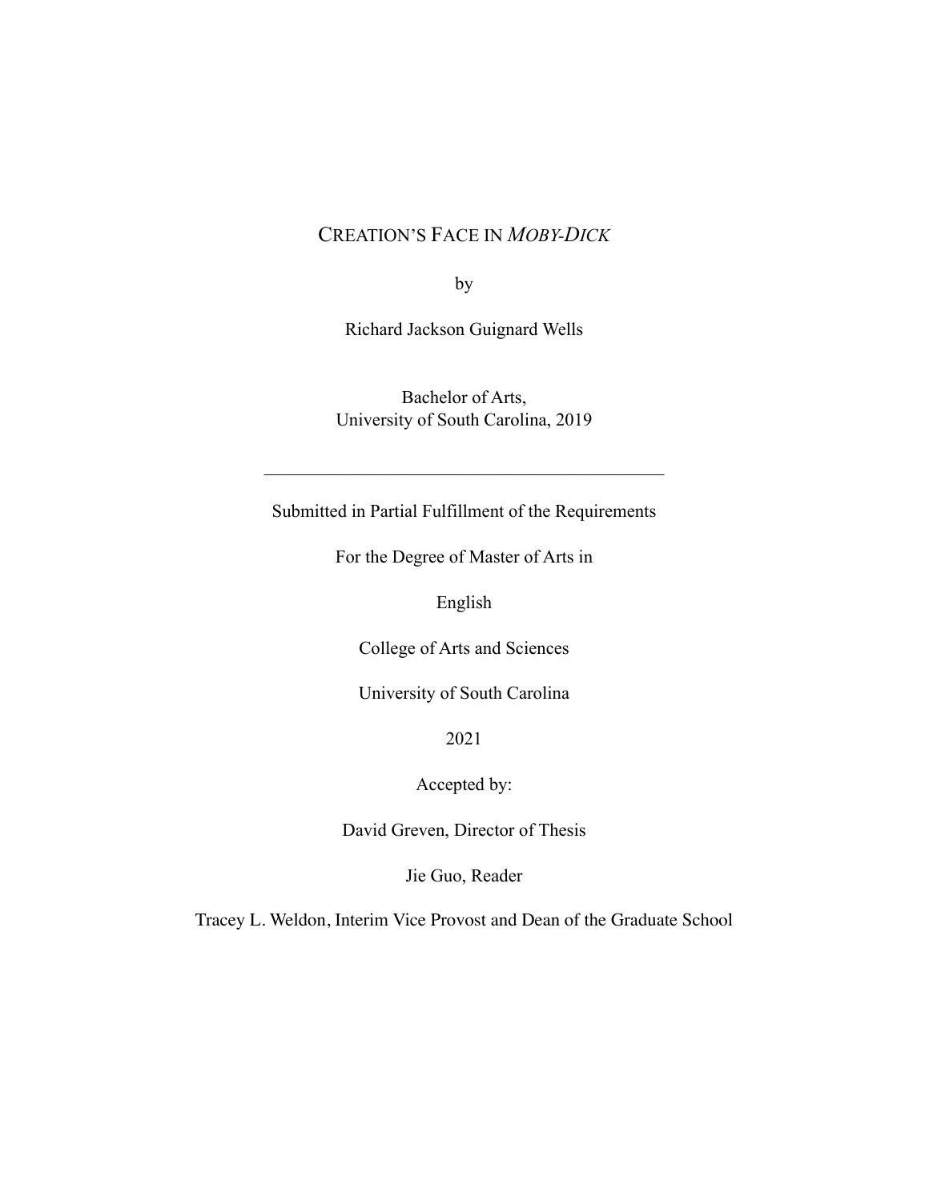# CREATION'S FACE IN *MOBY-DICK*

by

Richard Jackson Guignard Wells

Bachelor of Arts,
University of South Carolina, 2019

---

Submitted in Partial Fulfillment of the Requirements

For the Degree of Master of Arts in

English

College of Arts and Sciences

University of South Carolina

2021

Accepted by:

David Greven, Director of Thesis

Jie Guo, Reader

Tracey L. Weldon, Interim Vice Provost and Dean of the Graduate School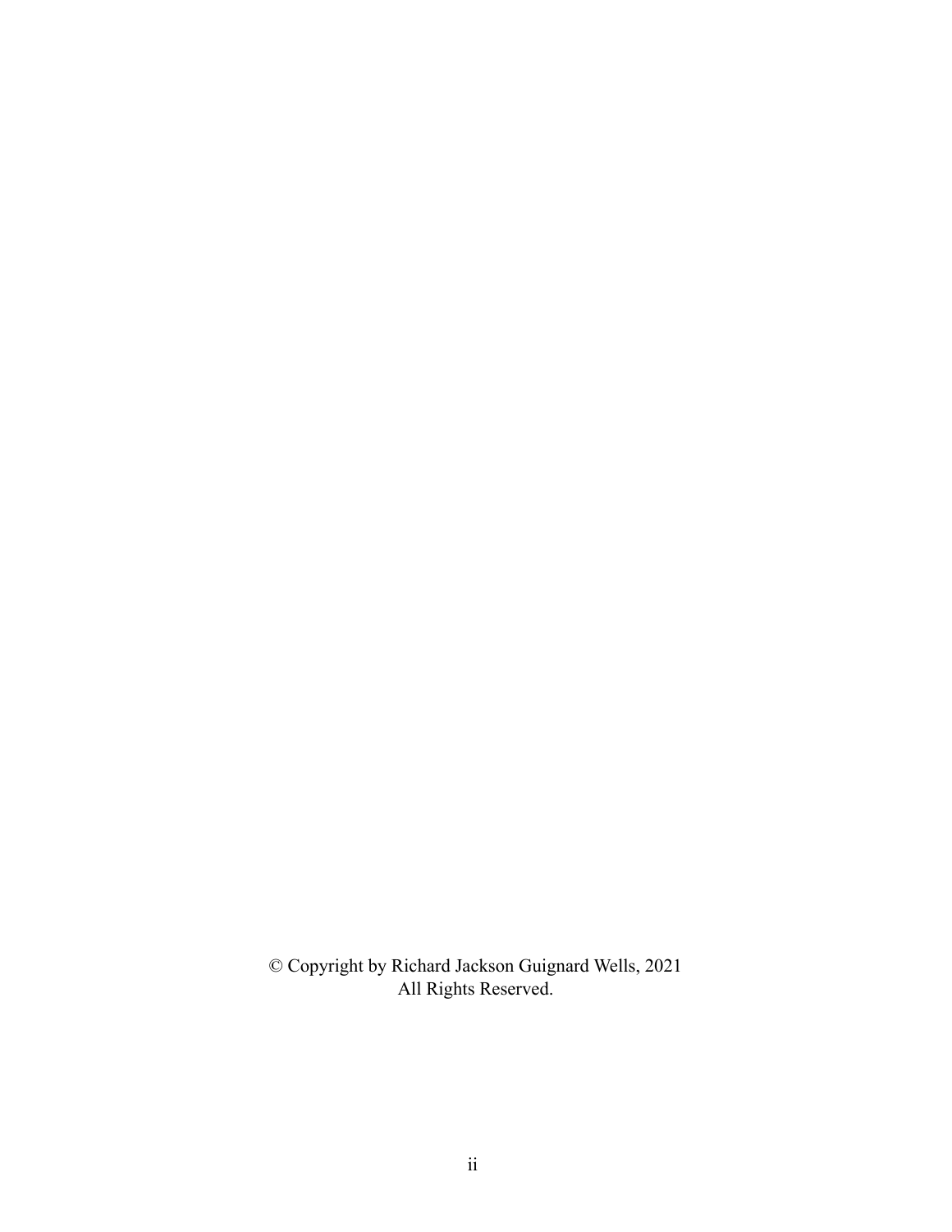© Copyright by Richard Jackson Guignard Wells, 2021
All Rights Reserved.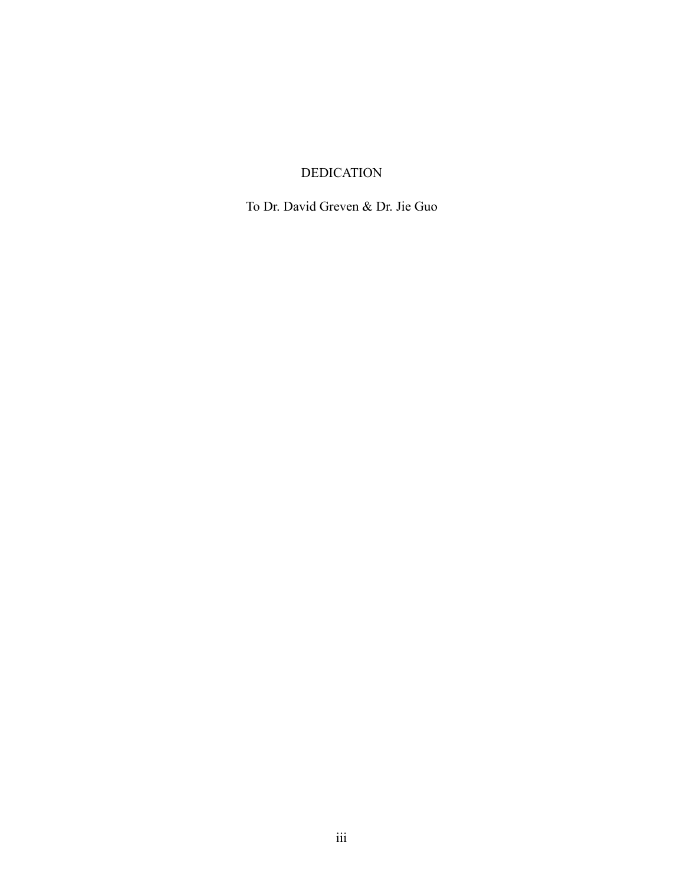# DEDICATION

To Dr. David Greven & Dr. Jie Guo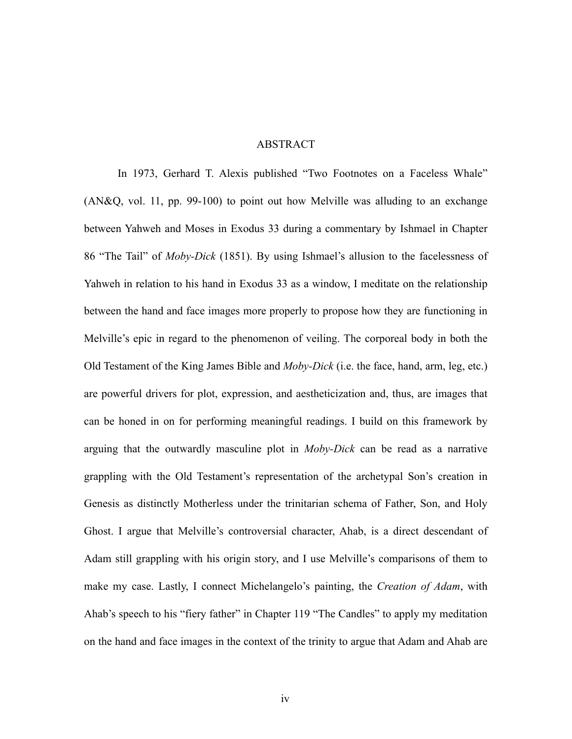## ABSTRACT

In 1973, Gerhard T. Alexis published "Two Footnotes on a Faceless Whale" (AN&Q, vol. 11, pp. 99-100) to point out how Melville was alluding to an exchange between Yahweh and Moses in Exodus 33 during a commentary by Ishmael in Chapter 86 "The Tail" of *Moby-Dick* (1851). By using Ishmael's allusion to the facelessness of Yahweh in relation to his hand in Exodus 33 as a window, I meditate on the relationship between the hand and face images more properly to propose how they are functioning in Melville's epic in regard to the phenomenon of veiling. The corporeal body in both the Old Testament of the King James Bible and *Moby-Dick* (i.e. the face, hand, arm, leg, etc.) are powerful drivers for plot, expression, and aestheticization and, thus, are images that can be honed in on for performing meaningful readings. I build on this framework by arguing that the outwardly masculine plot in *Moby-Dick* can be read as a narrative grappling with the Old Testament's representation of the archetypal Son's creation in Genesis as distinctly Motherless under the trinitarian schema of Father, Son, and Holy Ghost. I argue that Melville's controversial character, Ahab, is a direct descendant of Adam still grappling with his origin story, and I use Melville's comparisons of them to make my case. Lastly, I connect Michelangelo's painting, the *Creation of Adam*, with Ahab's speech to his "fiery father" in Chapter 119 "The Candles" to apply my meditation on the hand and face images in the context of the trinity to argue that Adam and Ahab are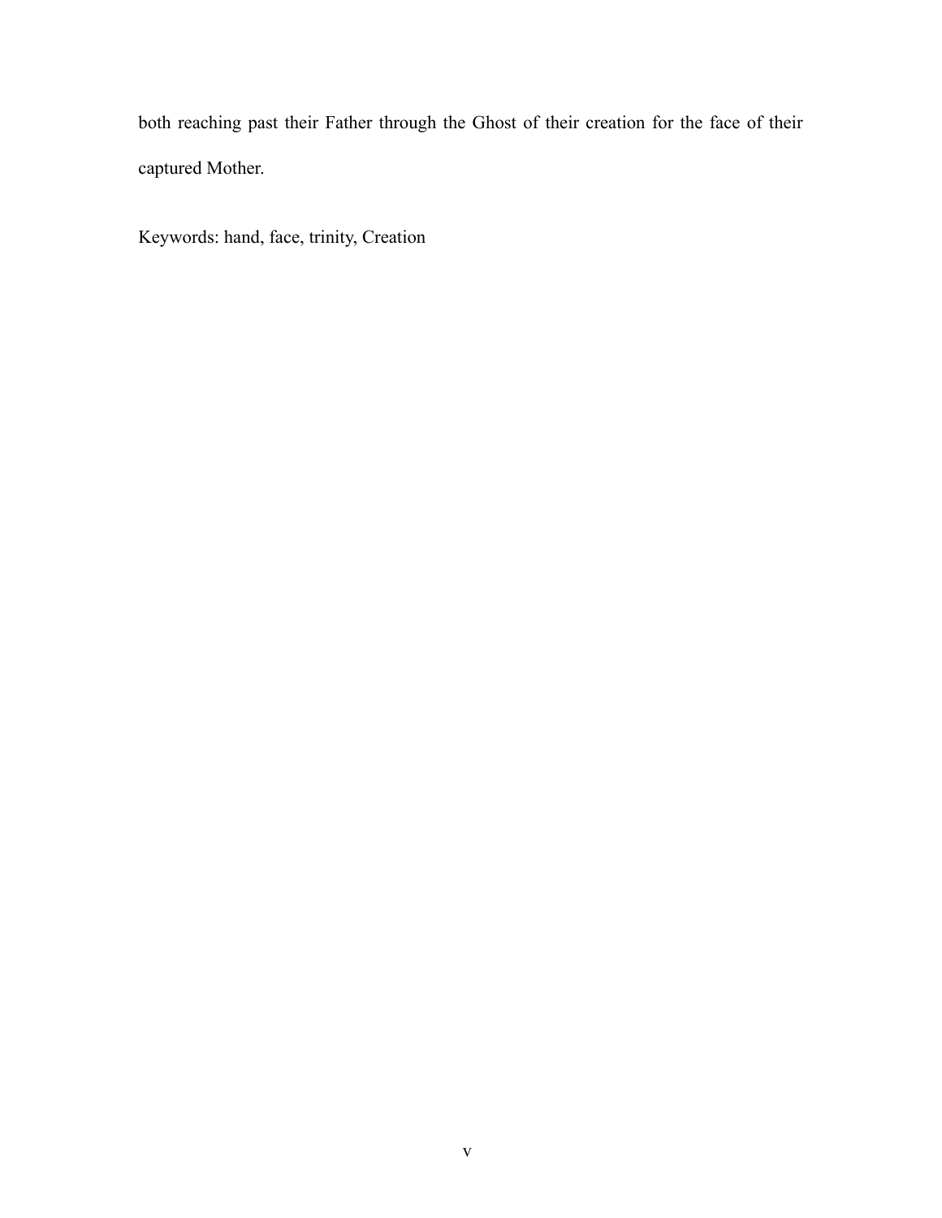both reaching past their Father through the Ghost of their creation for the face of their captured Mother.

Keywords: hand, face, trinity, Creation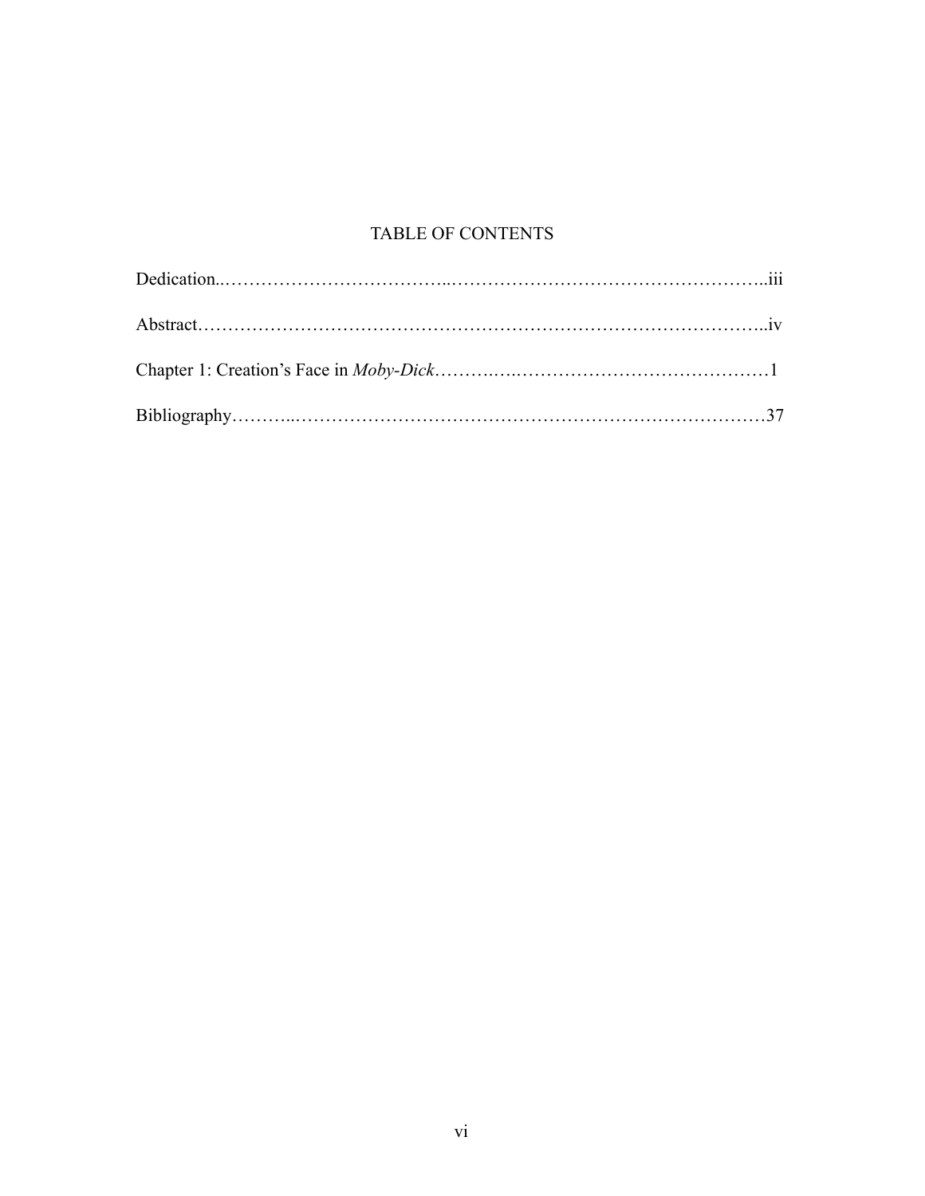# TABLE OF CONTENTS

Dedication.................................................................................................iii

Abstract.....................................................................................................iv

Chapter 1: Creation's Face in *Moby-Dick*..................................................1

Bibliography............................................................................................37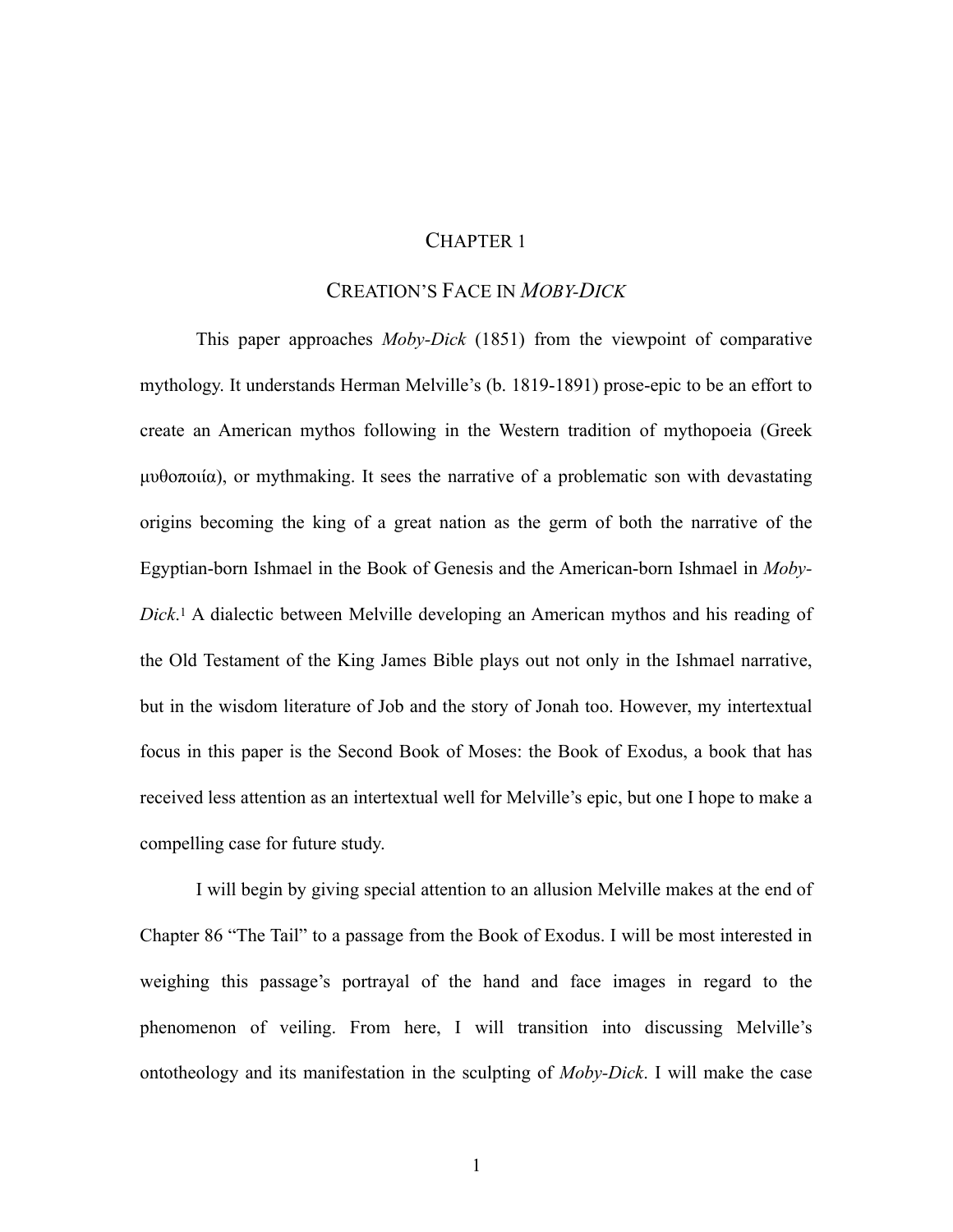# CHAPTER 1

## CREATION'S FACE IN *MOBY-DICK*

This paper approaches *Moby-Dick* (1851) from the viewpoint of comparative mythology. It understands Herman Melville's (b. 1819-1891) prose-epic to be an effort to create an American mythos following in the Western tradition of mythopoeia (Greek μυθοποιία), or mythmaking. It sees the narrative of a problematic son with devastating origins becoming the king of a great nation as the germ of both the narrative of the Egyptian-born Ishmael in the Book of Genesis and the American-born Ishmael in *Moby-Dick*.[1] A dialectic between Melville developing an American mythos and his reading of the Old Testament of the King James Bible plays out not only in the Ishmael narrative, but in the wisdom literature of Job and the story of Jonah too. However, my intertextual focus in this paper is the Second Book of Moses: the Book of Exodus, a book that has received less attention as an intertextual well for Melville's epic, but one I hope to make a compelling case for future study.

I will begin by giving special attention to an allusion Melville makes at the end of Chapter 86 "The Tail" to a passage from the Book of Exodus. I will be most interested in weighing this passage's portrayal of the hand and face images in regard to the phenomenon of veiling. From here, I will transition into discussing Melville's ontotheology and its manifestation in the sculpting of *Moby-Dick*. I will make the case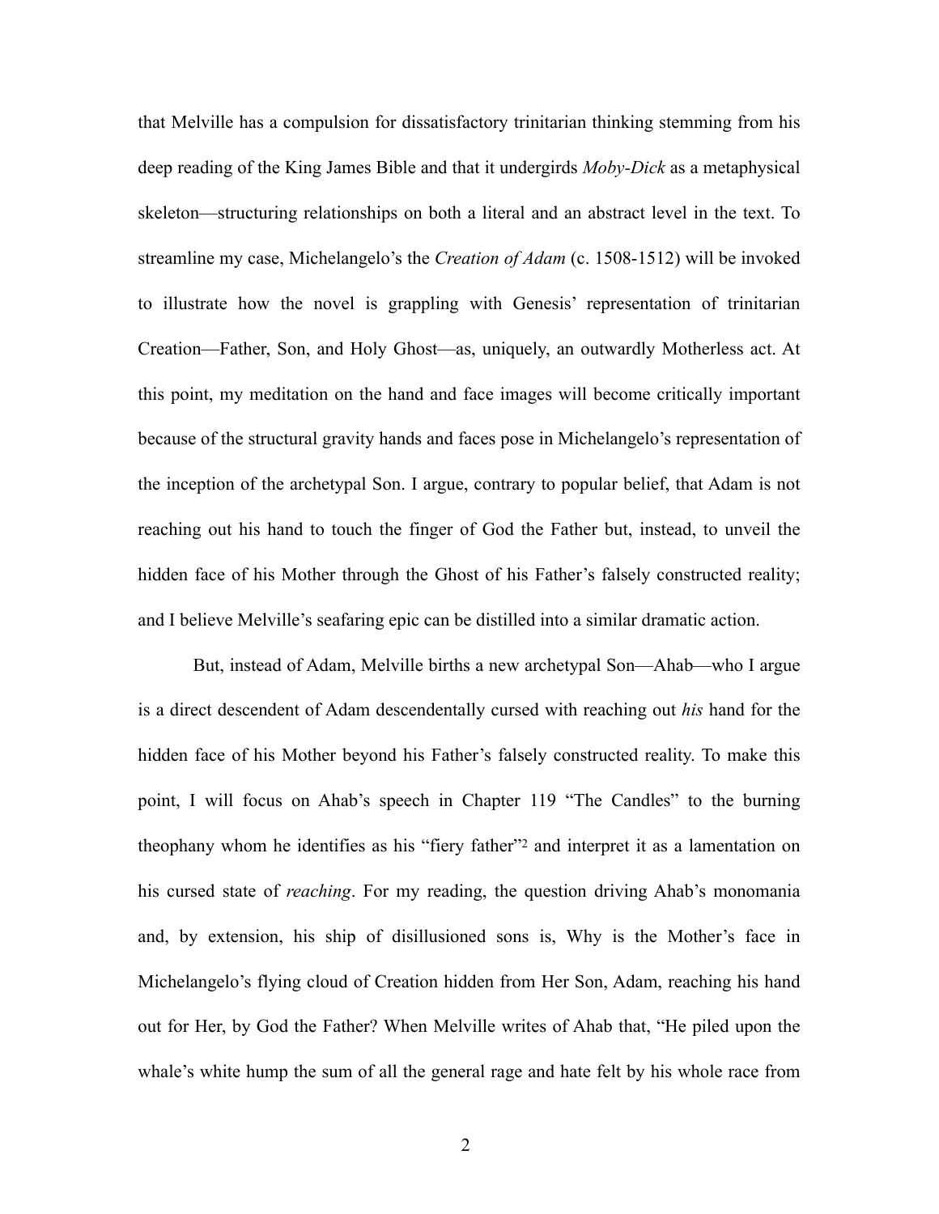that Melville has a compulsion for dissatisfactory trinitarian thinking stemming from his deep reading of the King James Bible and that it undergirds *Moby-Dick* as a metaphysical skeleton—structuring relationships on both a literal and an abstract level in the text. To streamline my case, Michelangelo's the *Creation of Adam* (c. 1508-1512) will be invoked to illustrate how the novel is grappling with Genesis' representation of trinitarian Creation—Father, Son, and Holy Ghost—as, uniquely, an outwardly Motherless act. At this point, my meditation on the hand and face images will become critically important because of the structural gravity hands and faces pose in Michelangelo's representation of the inception of the archetypal Son. I argue, contrary to popular belief, that Adam is not reaching out his hand to touch the finger of God the Father but, instead, to unveil the hidden face of his Mother through the Ghost of his Father's falsely constructed reality; and I believe Melville's seafaring epic can be distilled into a similar dramatic action.

But, instead of Adam, Melville births a new archetypal Son—Ahab—who I argue is a direct descendent of Adam descendentally cursed with reaching out *his* hand for the hidden face of his Mother beyond his Father's falsely constructed reality. To make this point, I will focus on Ahab's speech in Chapter 119 "The Candles" to the burning theophany whom he identifies as his "fiery father"[2] and interpret it as a lamentation on his cursed state of *reaching*. For my reading, the question driving Ahab's monomania and, by extension, his ship of disillusioned sons is, Why is the Mother's face in Michelangelo's flying cloud of Creation hidden from Her Son, Adam, reaching his hand out for Her, by God the Father? When Melville writes of Ahab that, "He piled upon the whale's white hump the sum of all the general rage and hate felt by his whole race from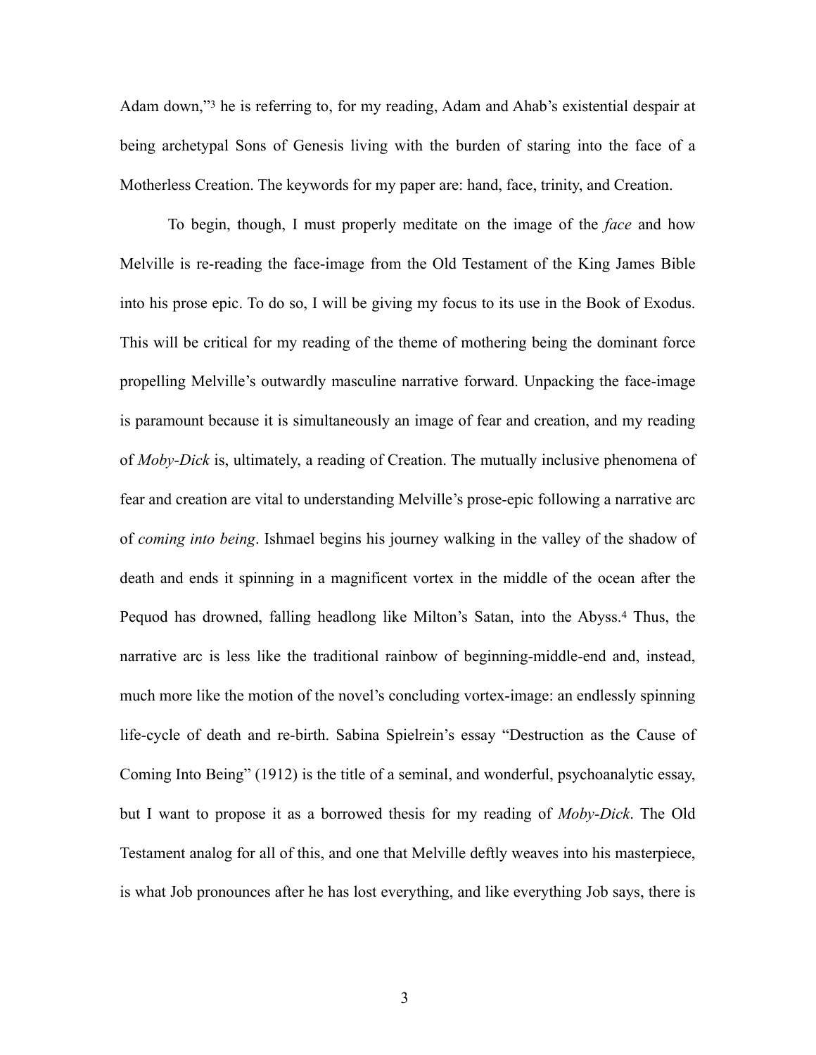Adam down,"[3] he is referring to, for my reading, Adam and Ahab's existential despair at being archetypal Sons of Genesis living with the burden of staring into the face of a Motherless Creation. The keywords for my paper are: hand, face, trinity, and Creation.

To begin, though, I must properly meditate on the image of the *face* and how Melville is re-reading the face-image from the Old Testament of the King James Bible into his prose epic. To do so, I will be giving my focus to its use in the Book of Exodus. This will be critical for my reading of the theme of mothering being the dominant force propelling Melville's outwardly masculine narrative forward. Unpacking the face-image is paramount because it is simultaneously an image of fear and creation, and my reading of *Moby-Dick* is, ultimately, a reading of Creation. The mutually inclusive phenomena of fear and creation are vital to understanding Melville's prose-epic following a narrative arc of *coming into being*. Ishmael begins his journey walking in the valley of the shadow of death and ends it spinning in a magnificent vortex in the middle of the ocean after the Pequod has drowned, falling headlong like Milton's Satan, into the Abyss.[4] Thus, the narrative arc is less like the traditional rainbow of beginning-middle-end and, instead, much more like the motion of the novel's concluding vortex-image: an endlessly spinning life-cycle of death and re-birth. Sabina Spielrein's essay "Destruction as the Cause of Coming Into Being" (1912) is the title of a seminal, and wonderful, psychoanalytic essay, but I want to propose it as a borrowed thesis for my reading of *Moby-Dick*. The Old Testament analog for all of this, and one that Melville deftly weaves into his masterpiece, is what Job pronounces after he has lost everything, and like everything Job says, there is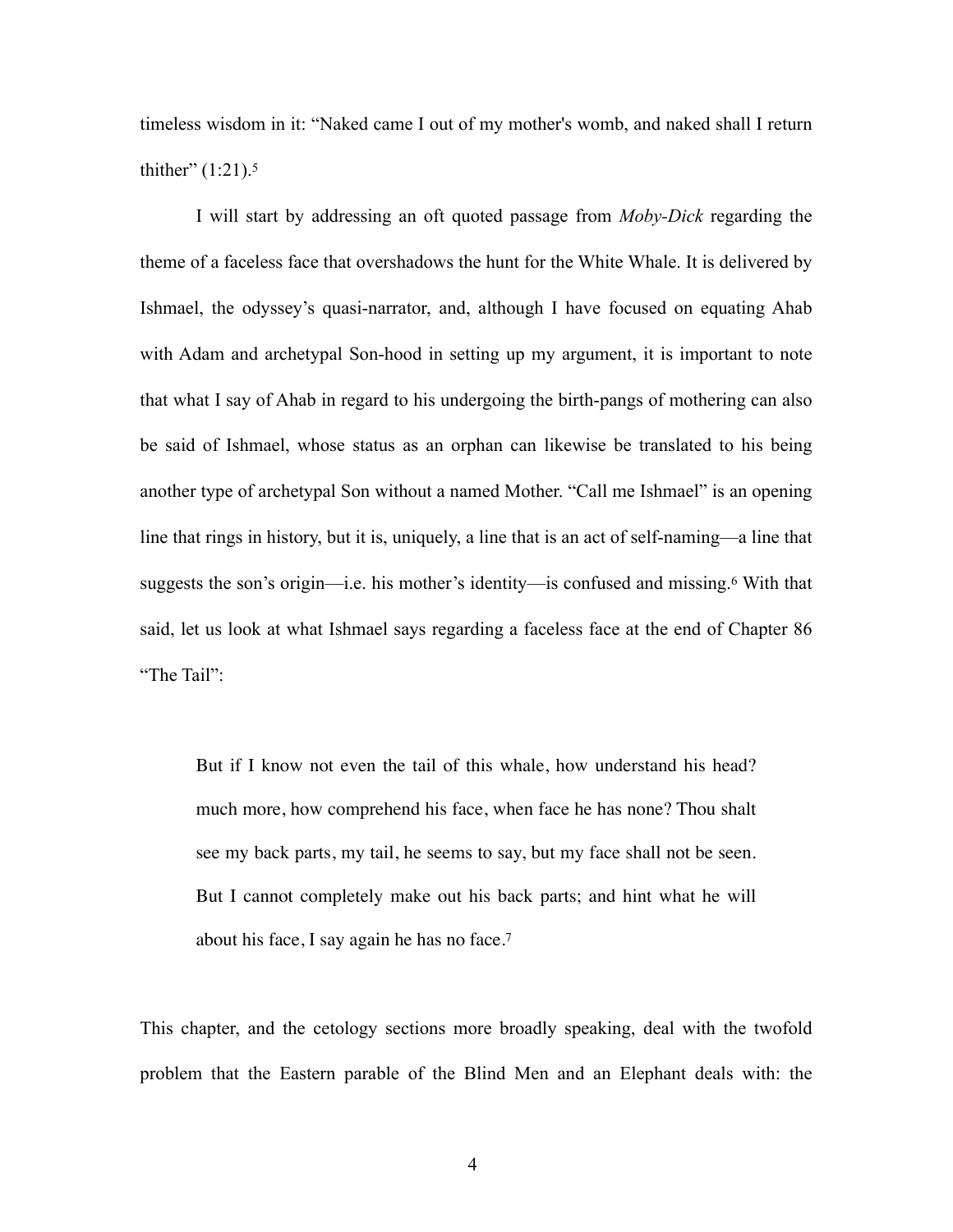timeless wisdom in it: "Naked came I out of my mother's womb, and naked shall I return thither" (1:21).[5]

I will start by addressing an oft quoted passage from *Moby-Dick* regarding the theme of a faceless face that overshadows the hunt for the White Whale. It is delivered by Ishmael, the odyssey's quasi-narrator, and, although I have focused on equating Ahab with Adam and archetypal Son-hood in setting up my argument, it is important to note that what I say of Ahab in regard to his undergoing the birth-pangs of mothering can also be said of Ishmael, whose status as an orphan can likewise be translated to his being another type of archetypal Son without a named Mother. "Call me Ishmael" is an opening line that rings in history, but it is, uniquely, a line that is an act of self-naming—a line that suggests the son's origin—i.e. his mother's identity—is confused and missing.[6] With that said, let us look at what Ishmael says regarding a faceless face at the end of Chapter 86 "The Tail":

> But if I know not even the tail of this whale, how understand his head? much more, how comprehend his face, when face he has none? Thou shalt see my back parts, my tail, he seems to say, but my face shall not be seen. But I cannot completely make out his back parts; and hint what he will about his face, I say again he has no face.[7]

This chapter, and the cetology sections more broadly speaking, deal with the twofold problem that the Eastern parable of the Blind Men and an Elephant deals with: the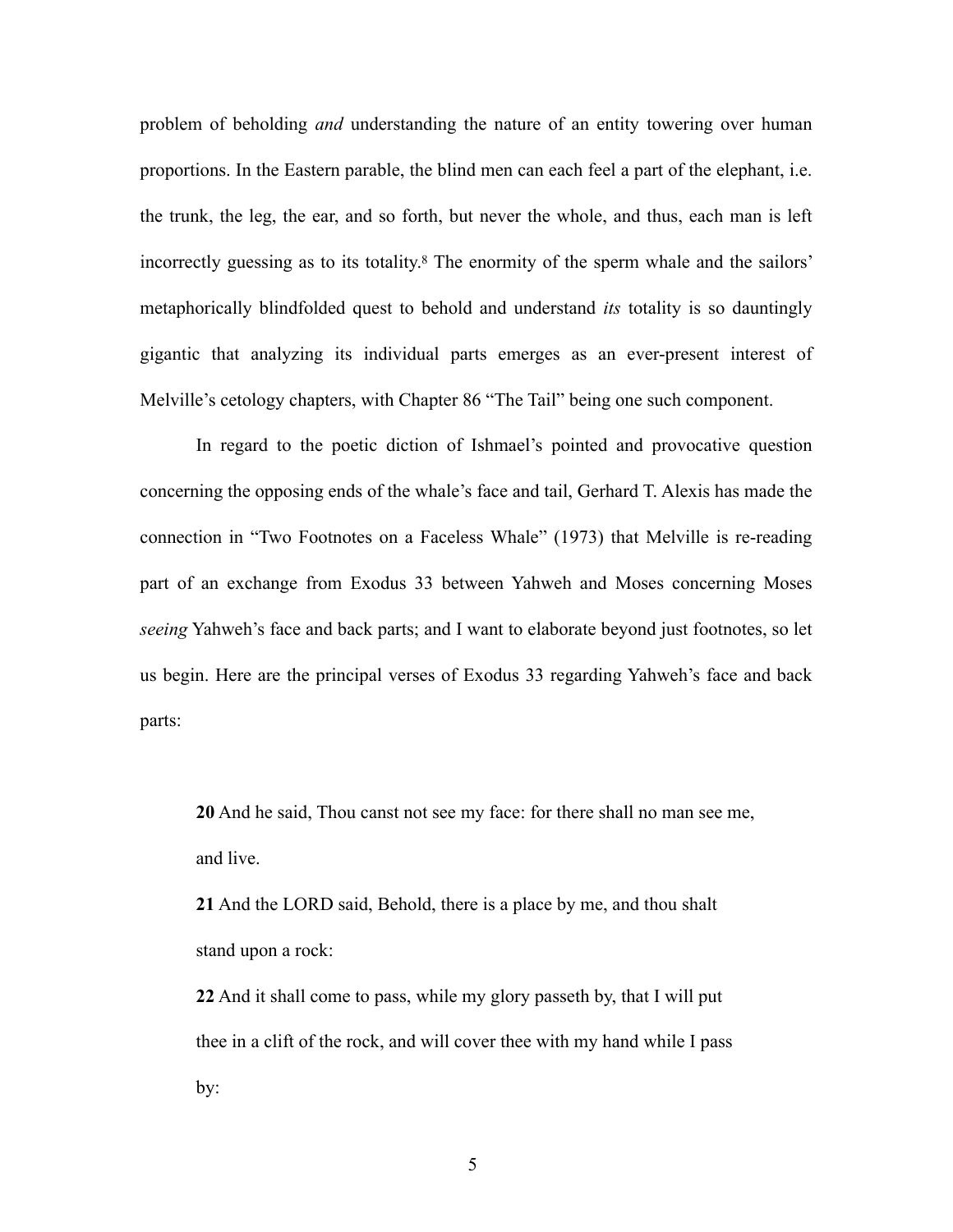problem of beholding *and* understanding the nature of an entity towering over human proportions. In the Eastern parable, the blind men can each feel a part of the elephant, i.e. the trunk, the leg, the ear, and so forth, but never the whole, and thus, each man is left incorrectly guessing as to its totality.[8] The enormity of the sperm whale and the sailors' metaphorically blindfolded quest to behold and understand *its* totality is so dauntingly gigantic that analyzing its individual parts emerges as an ever-present interest of Melville's cetology chapters, with Chapter 86 "The Tail" being one such component.

In regard to the poetic diction of Ishmael's pointed and provocative question concerning the opposing ends of the whale's face and tail, Gerhard T. Alexis has made the connection in "Two Footnotes on a Faceless Whale" (1973) that Melville is re-reading part of an exchange from Exodus 33 between Yahweh and Moses concerning Moses *seeing* Yahweh's face and back parts; and I want to elaborate beyond just footnotes, so let us begin. Here are the principal verses of Exodus 33 regarding Yahweh's face and back parts:

> **20** And he said, Thou canst not see my face: for there shall no man see me, and live.
>
> **21** And the LORD said, Behold, there is a place by me, and thou shalt stand upon a rock:
>
> **22** And it shall come to pass, while my glory passeth by, that I will put thee in a clift of the rock, and will cover thee with my hand while I pass by: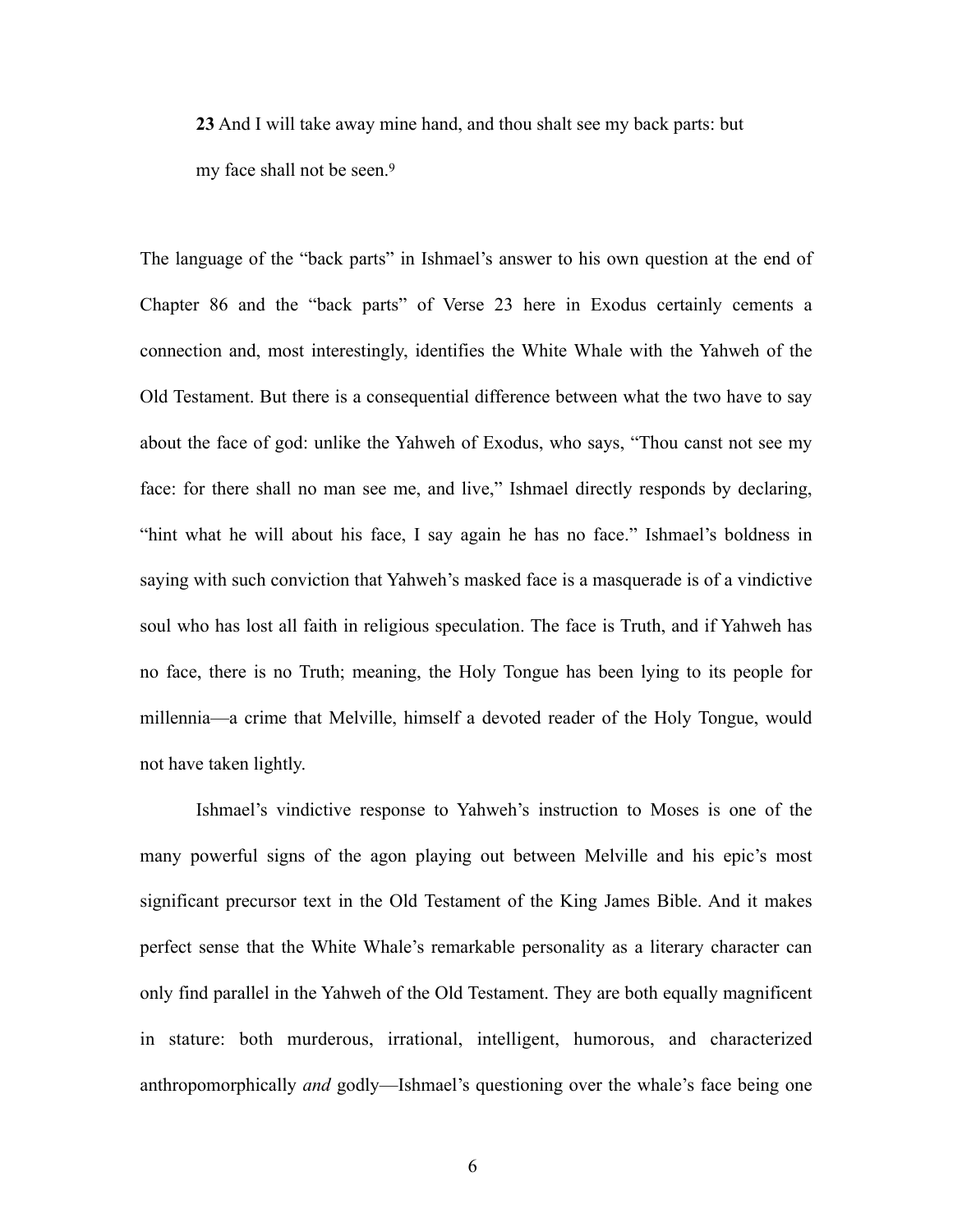> **23** And I will take away mine hand, and thou shalt see my back parts: but my face shall not be seen.[9]

The language of the "back parts" in Ishmael's answer to his own question at the end of Chapter 86 and the "back parts" of Verse 23 here in Exodus certainly cements a connection and, most interestingly, identifies the White Whale with the Yahweh of the Old Testament. But there is a consequential difference between what the two have to say about the face of god: unlike the Yahweh of Exodus, who says, "Thou canst not see my face: for there shall no man see me, and live," Ishmael directly responds by declaring, "hint what he will about his face, I say again he has no face." Ishmael's boldness in saying with such conviction that Yahweh's masked face is a masquerade is of a vindictive soul who has lost all faith in religious speculation. The face is Truth, and if Yahweh has no face, there is no Truth; meaning, the Holy Tongue has been lying to its people for millennia—a crime that Melville, himself a devoted reader of the Holy Tongue, would not have taken lightly.

Ishmael's vindictive response to Yahweh's instruction to Moses is one of the many powerful signs of the agon playing out between Melville and his epic's most significant precursor text in the Old Testament of the King James Bible. And it makes perfect sense that the White Whale's remarkable personality as a literary character can only find parallel in the Yahweh of the Old Testament. They are both equally magnificent in stature: both murderous, irrational, intelligent, humorous, and characterized anthropomorphically *and* godly—Ishmael's questioning over the whale's face being one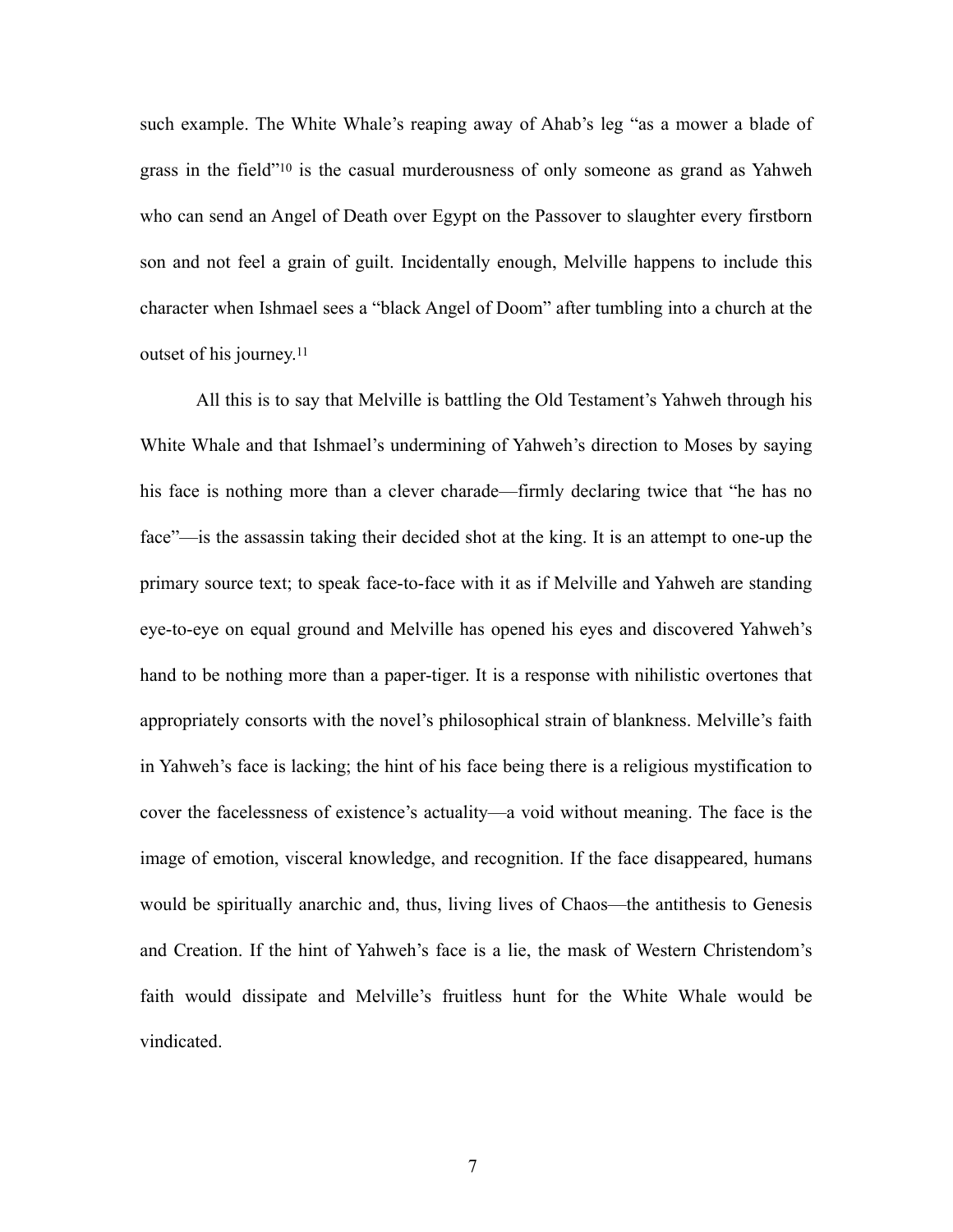such example. The White Whale's reaping away of Ahab's leg "as a mower a blade of grass in the field"[10] is the casual murderousness of only someone as grand as Yahweh who can send an Angel of Death over Egypt on the Passover to slaughter every firstborn son and not feel a grain of guilt. Incidentally enough, Melville happens to include this character when Ishmael sees a "black Angel of Doom" after tumbling into a church at the outset of his journey.[11]

All this is to say that Melville is battling the Old Testament's Yahweh through his White Whale and that Ishmael's undermining of Yahweh's direction to Moses by saying his face is nothing more than a clever charade—firmly declaring twice that "he has no face"—is the assassin taking their decided shot at the king. It is an attempt to one-up the primary source text; to speak face-to-face with it as if Melville and Yahweh are standing eye-to-eye on equal ground and Melville has opened his eyes and discovered Yahweh's hand to be nothing more than a paper-tiger. It is a response with nihilistic overtones that appropriately consorts with the novel's philosophical strain of blankness. Melville's faith in Yahweh's face is lacking; the hint of his face being there is a religious mystification to cover the facelessness of existence's actuality—a void without meaning. The face is the image of emotion, visceral knowledge, and recognition. If the face disappeared, humans would be spiritually anarchic and, thus, living lives of Chaos—the antithesis to Genesis and Creation. If the hint of Yahweh's face is a lie, the mask of Western Christendom's faith would dissipate and Melville's fruitless hunt for the White Whale would be vindicated.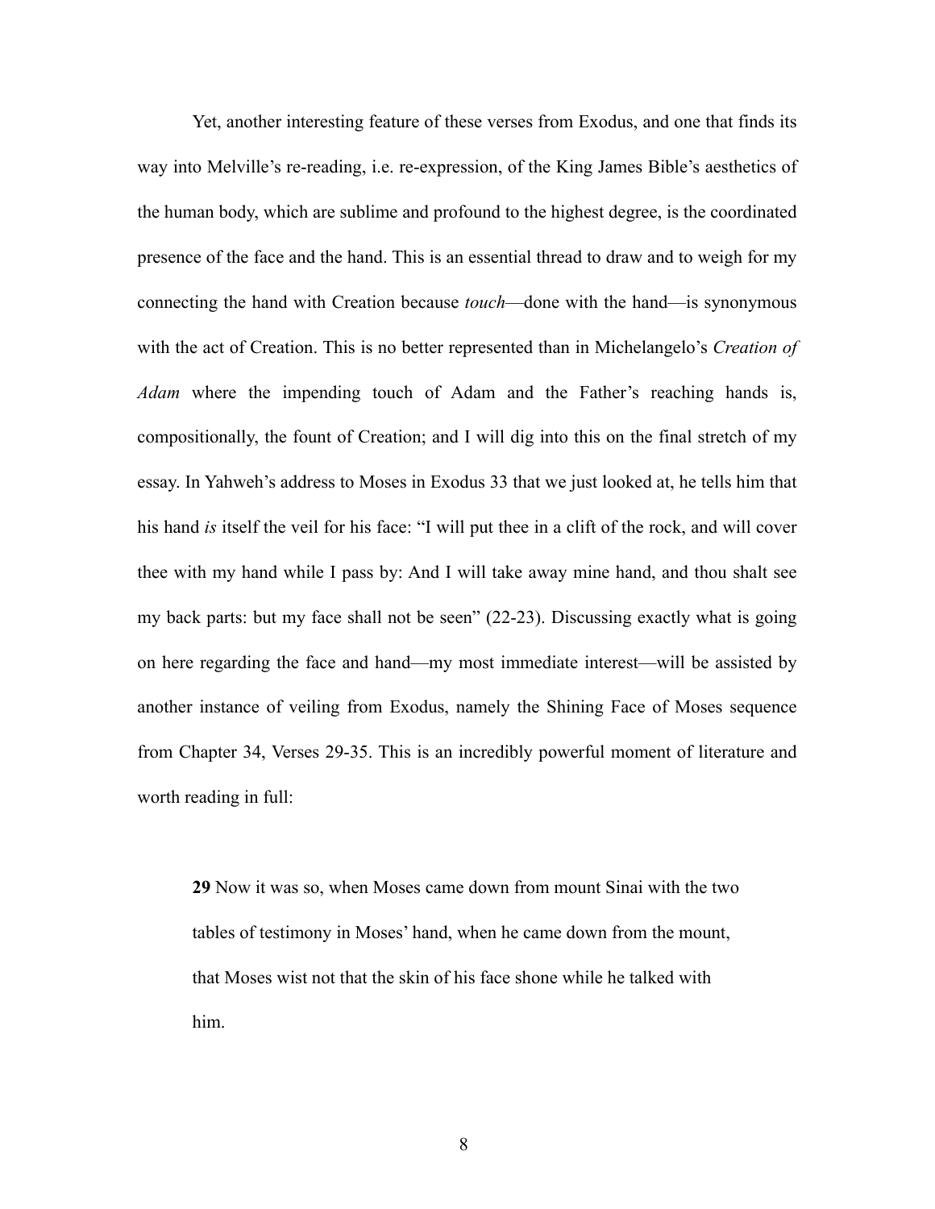Yet, another interesting feature of these verses from Exodus, and one that finds its way into Melville's re-reading, i.e. re-expression, of the King James Bible's aesthetics of the human body, which are sublime and profound to the highest degree, is the coordinated presence of the face and the hand. This is an essential thread to draw and to weigh for my connecting the hand with Creation because *touch*—done with the hand—is synonymous with the act of Creation. This is no better represented than in Michelangelo's *Creation of Adam* where the impending touch of Adam and the Father's reaching hands is, compositionally, the fount of Creation; and I will dig into this on the final stretch of my essay. In Yahweh's address to Moses in Exodus 33 that we just looked at, he tells him that his hand *is* itself the veil for his face: "I will put thee in a clift of the rock, and will cover thee with my hand while I pass by: And I will take away mine hand, and thou shalt see my back parts: but my face shall not be seen" (22-23). Discussing exactly what is going on here regarding the face and hand—my most immediate interest—will be assisted by another instance of veiling from Exodus, namely the Shining Face of Moses sequence from Chapter 34, Verses 29-35. This is an incredibly powerful moment of literature and worth reading in full:

> **29** Now it was so, when Moses came down from mount Sinai with the two tables of testimony in Moses' hand, when he came down from the mount, that Moses wist not that the skin of his face shone while he talked with him.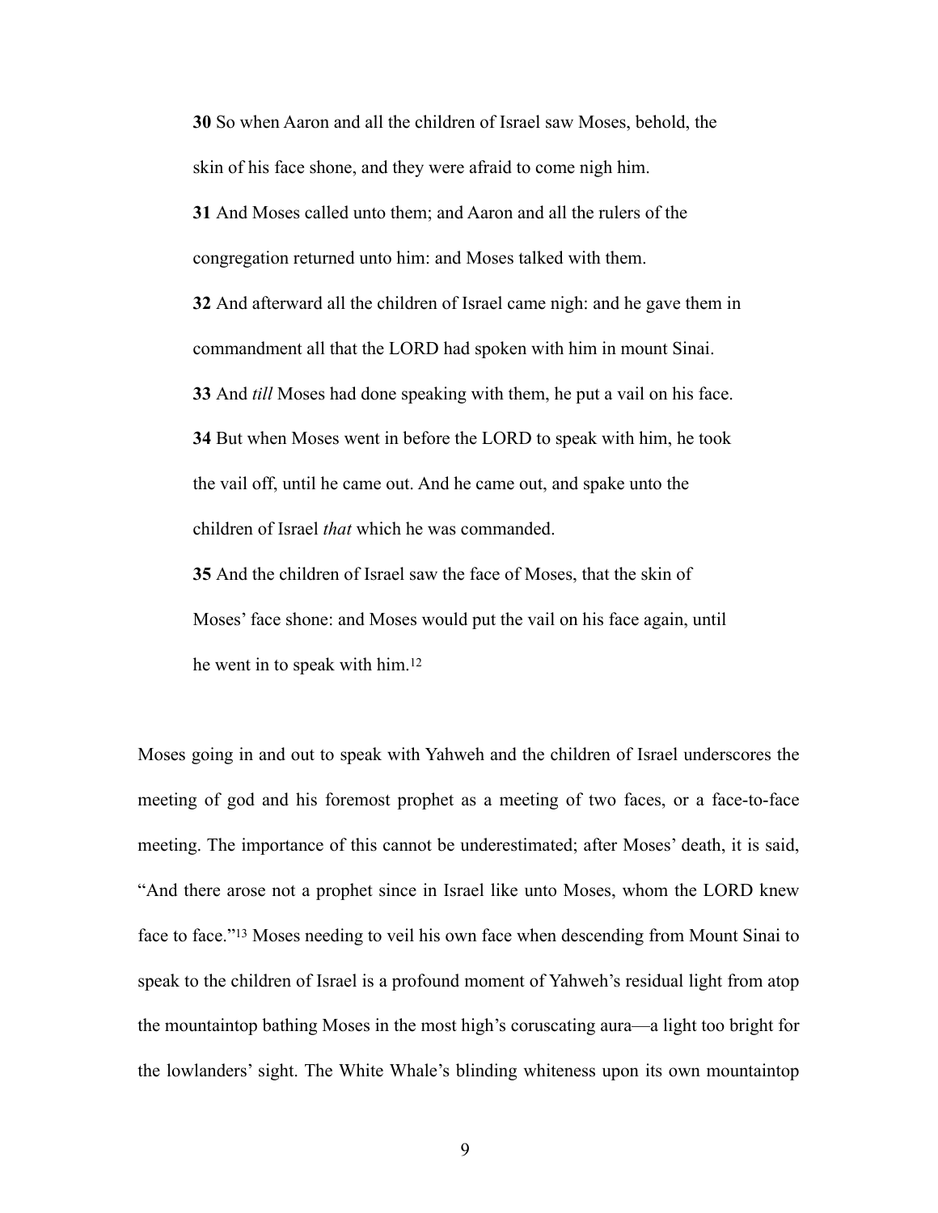> **30** So when Aaron and all the children of Israel saw Moses, behold, the skin of his face shone, and they were afraid to come nigh him.
>
> **31** And Moses called unto them; and Aaron and all the rulers of the congregation returned unto him: and Moses talked with them.
>
> **32** And afterward all the children of Israel came nigh: and he gave them in commandment all that the LORD had spoken with him in mount Sinai.
>
> **33** And *till* Moses had done speaking with them, he put a vail on his face.
>
> **34** But when Moses went in before the LORD to speak with him, he took the vail off, until he came out. And he came out, and spake unto the children of Israel *that* which he was commanded.
>
> **35** And the children of Israel saw the face of Moses, that the skin of Moses' face shone: and Moses would put the vail on his face again, until he went in to speak with him.[12]

Moses going in and out to speak with Yahweh and the children of Israel underscores the meeting of god and his foremost prophet as a meeting of two faces, or a face-to-face meeting. The importance of this cannot be underestimated; after Moses' death, it is said, "And there arose not a prophet since in Israel like unto Moses, whom the LORD knew face to face."[13] Moses needing to veil his own face when descending from Mount Sinai to speak to the children of Israel is a profound moment of Yahweh's residual light from atop the mountaintop bathing Moses in the most high's coruscating aura—a light too bright for the lowlanders' sight. The White Whale's blinding whiteness upon its own mountaintop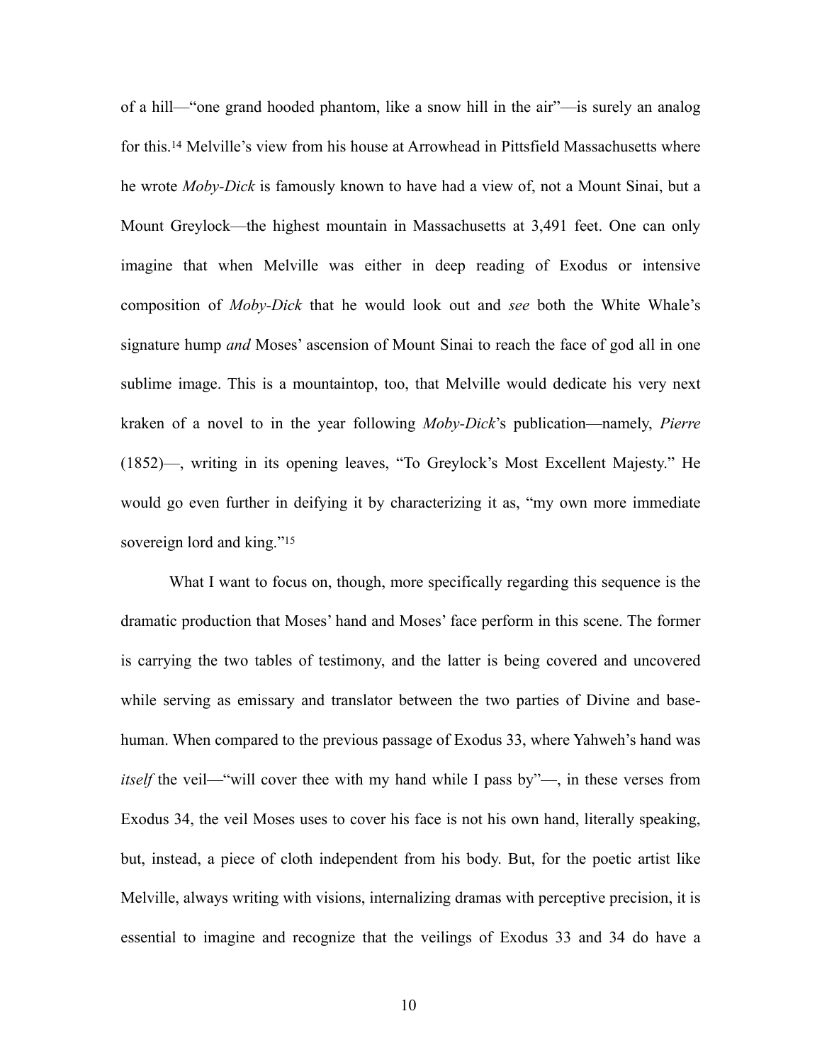of a hill—"one grand hooded phantom, like a snow hill in the air"—is surely an analog for this.[14] Melville's view from his house at Arrowhead in Pittsfield Massachusetts where he wrote *Moby-Dick* is famously known to have had a view of, not a Mount Sinai, but a Mount Greylock—the highest mountain in Massachusetts at 3,491 feet. One can only imagine that when Melville was either in deep reading of Exodus or intensive composition of *Moby-Dick* that he would look out and *see* both the White Whale's signature hump *and* Moses' ascension of Mount Sinai to reach the face of god all in one sublime image. This is a mountaintop, too, that Melville would dedicate his very next kraken of a novel to in the year following *Moby-Dick*'s publication—namely, *Pierre* (1852)—, writing in its opening leaves, "To Greylock's Most Excellent Majesty." He would go even further in deifying it by characterizing it as, "my own more immediate sovereign lord and king."[15]

What I want to focus on, though, more specifically regarding this sequence is the dramatic production that Moses' hand and Moses' face perform in this scene. The former is carrying the two tables of testimony, and the latter is being covered and uncovered while serving as emissary and translator between the two parties of Divine and base-human. When compared to the previous passage of Exodus 33, where Yahweh's hand was *itself* the veil—"will cover thee with my hand while I pass by"—, in these verses from Exodus 34, the veil Moses uses to cover his face is not his own hand, literally speaking, but, instead, a piece of cloth independent from his body. But, for the poetic artist like Melville, always writing with visions, internalizing dramas with perceptive precision, it is essential to imagine and recognize that the veilings of Exodus 33 and 34 do have a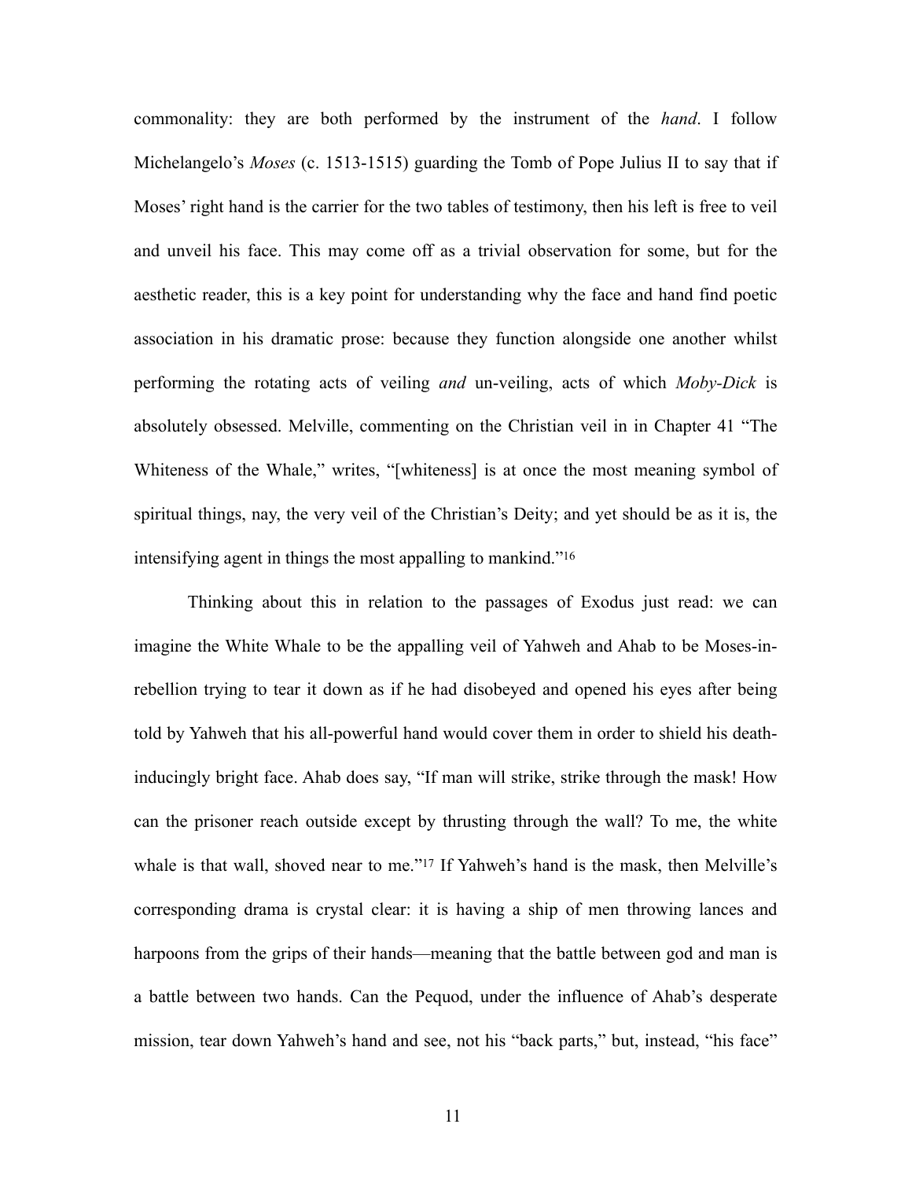commonality: they are both performed by the instrument of the *hand*. I follow Michelangelo's *Moses* (c. 1513-1515) guarding the Tomb of Pope Julius II to say that if Moses' right hand is the carrier for the two tables of testimony, then his left is free to veil and unveil his face. This may come off as a trivial observation for some, but for the aesthetic reader, this is a key point for understanding why the face and hand find poetic association in his dramatic prose: because they function alongside one another whilst performing the rotating acts of veiling *and* un-veiling, acts of which *Moby-Dick* is absolutely obsessed. Melville, commenting on the Christian veil in in Chapter 41 "The Whiteness of the Whale," writes, "[whiteness] is at once the most meaning symbol of spiritual things, nay, the very veil of the Christian's Deity; and yet should be as it is, the intensifying agent in things the most appalling to mankind."[16]

Thinking about this in relation to the passages of Exodus just read: we can imagine the White Whale to be the appalling veil of Yahweh and Ahab to be Moses-in-rebellion trying to tear it down as if he had disobeyed and opened his eyes after being told by Yahweh that his all-powerful hand would cover them in order to shield his death-inducingly bright face. Ahab does say, "If man will strike, strike through the mask! How can the prisoner reach outside except by thrusting through the wall? To me, the white whale is that wall, shoved near to me."[17] If Yahweh's hand is the mask, then Melville's corresponding drama is crystal clear: it is having a ship of men throwing lances and harpoons from the grips of their hands—meaning that the battle between god and man is a battle between two hands. Can the Pequod, under the influence of Ahab's desperate mission, tear down Yahweh's hand and see, not his "back parts," but, instead, "his face"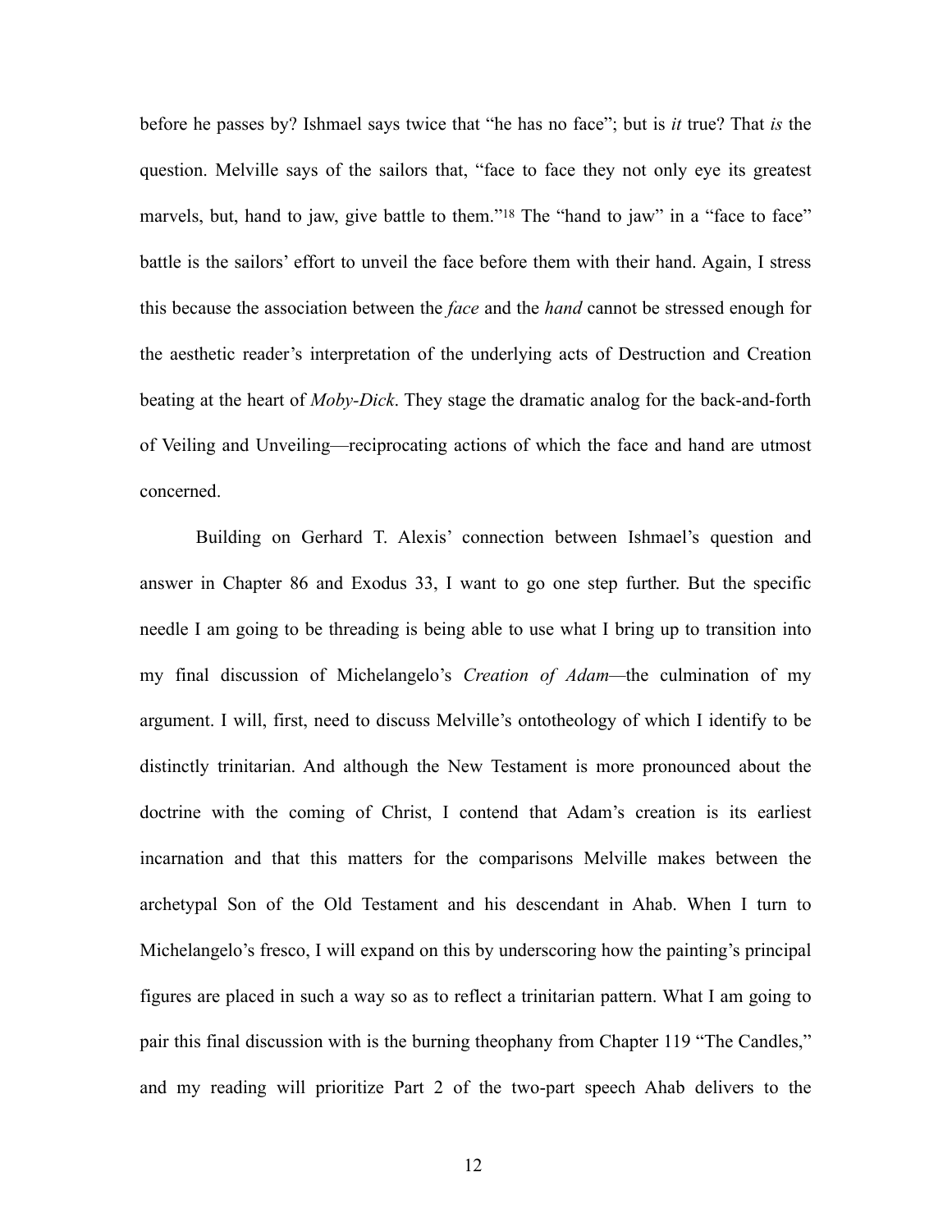before he passes by? Ishmael says twice that "he has no face"; but is *it* true? That *is* the question. Melville says of the sailors that, "face to face they not only eye its greatest marvels, but, hand to jaw, give battle to them."[18] The "hand to jaw" in a "face to face" battle is the sailors' effort to unveil the face before them with their hand. Again, I stress this because the association between the *face* and the *hand* cannot be stressed enough for the aesthetic reader's interpretation of the underlying acts of Destruction and Creation beating at the heart of *Moby-Dick*. They stage the dramatic analog for the back-and-forth of Veiling and Unveiling—reciprocating actions of which the face and hand are utmost concerned.

Building on Gerhard T. Alexis' connection between Ishmael's question and answer in Chapter 86 and Exodus 33, I want to go one step further. But the specific needle I am going to be threading is being able to use what I bring up to transition into my final discussion of Michelangelo's *Creation of Adam*—the culmination of my argument. I will, first, need to discuss Melville's ontotheology of which I identify to be distinctly trinitarian. And although the New Testament is more pronounced about the doctrine with the coming of Christ, I contend that Adam's creation is its earliest incarnation and that this matters for the comparisons Melville makes between the archetypal Son of the Old Testament and his descendant in Ahab. When I turn to Michelangelo's fresco, I will expand on this by underscoring how the painting's principal figures are placed in such a way so as to reflect a trinitarian pattern. What I am going to pair this final discussion with is the burning theophany from Chapter 119 "The Candles," and my reading will prioritize Part 2 of the two-part speech Ahab delivers to the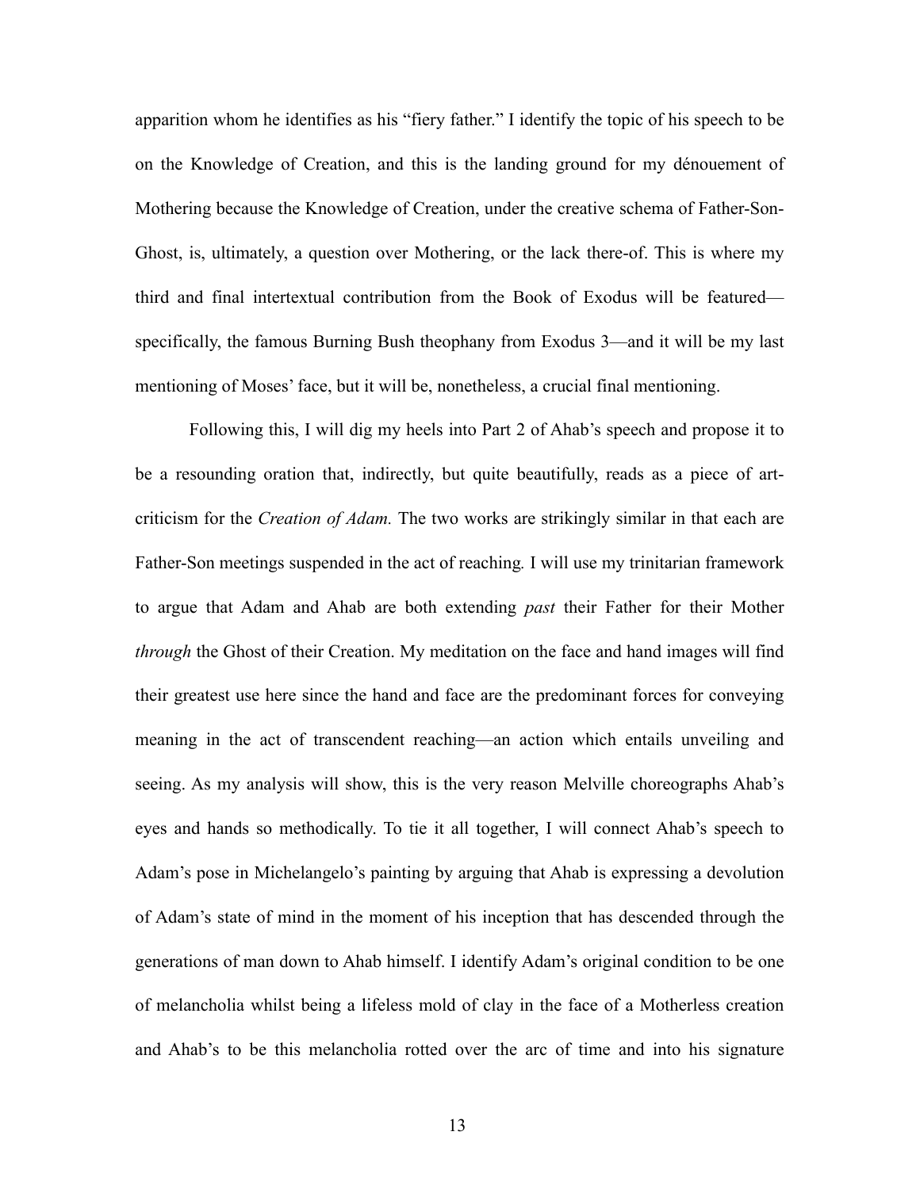apparition whom he identifies as his "fiery father." I identify the topic of his speech to be on the Knowledge of Creation, and this is the landing ground for my dénouement of Mothering because the Knowledge of Creation, under the creative schema of Father-Son-Ghost, is, ultimately, a question over Mothering, or the lack there-of. This is where my third and final intertextual contribution from the Book of Exodus will be featured—specifically, the famous Burning Bush theophany from Exodus 3—and it will be my last mentioning of Moses' face, but it will be, nonetheless, a crucial final mentioning.

Following this, I will dig my heels into Part 2 of Ahab's speech and propose it to be a resounding oration that, indirectly, but quite beautifully, reads as a piece of art-criticism for the *Creation of Adam.* The two works are strikingly similar in that each are Father-Son meetings suspended in the act of reaching. I will use my trinitarian framework to argue that Adam and Ahab are both extending *past* their Father for their Mother *through* the Ghost of their Creation. My meditation on the face and hand images will find their greatest use here since the hand and face are the predominant forces for conveying meaning in the act of transcendent reaching—an action which entails unveiling and seeing. As my analysis will show, this is the very reason Melville choreographs Ahab's eyes and hands so methodically. To tie it all together, I will connect Ahab's speech to Adam's pose in Michelangelo's painting by arguing that Ahab is expressing a devolution of Adam's state of mind in the moment of his inception that has descended through the generations of man down to Ahab himself. I identify Adam's original condition to be one of melancholia whilst being a lifeless mold of clay in the face of a Motherless creation and Ahab's to be this melancholia rotted over the arc of time and into his signature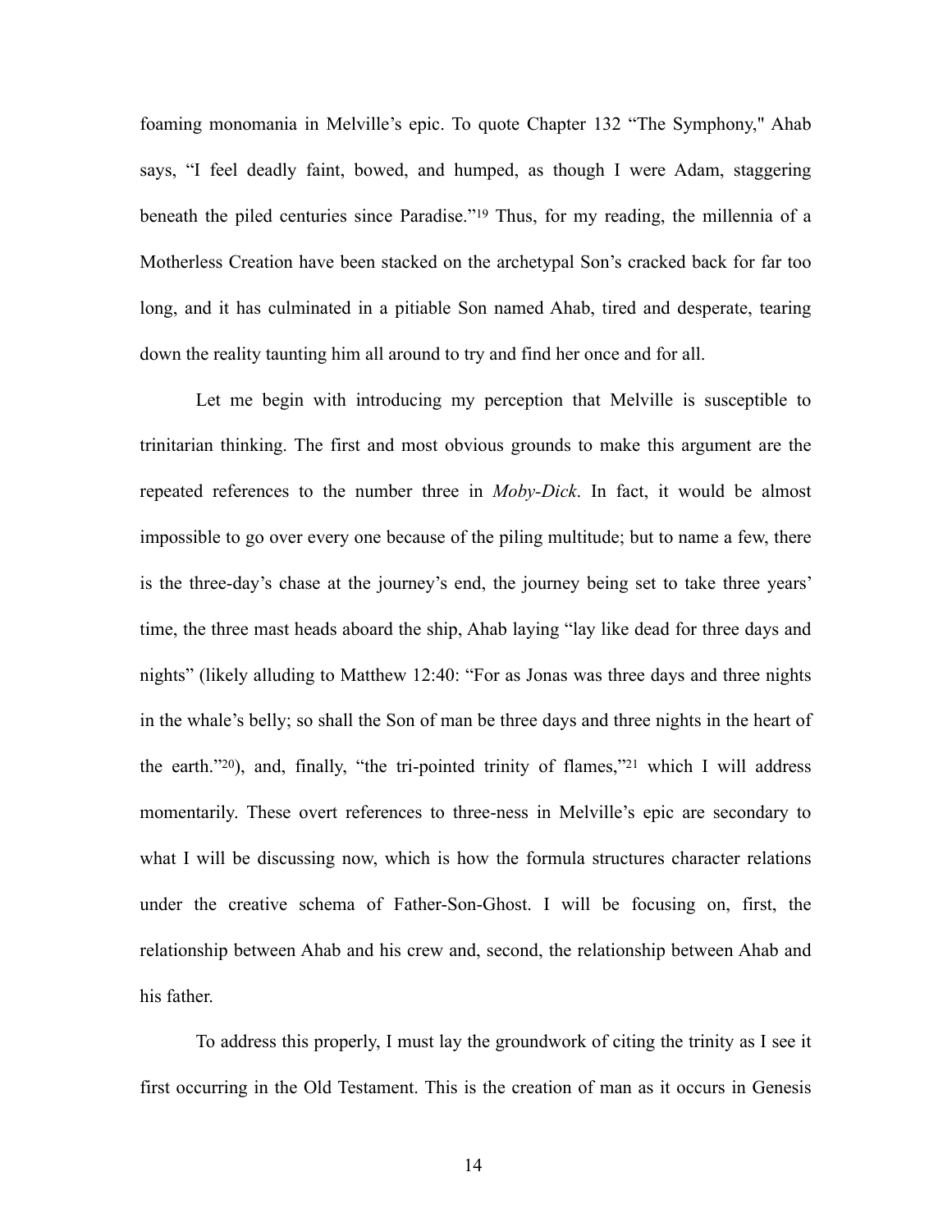foaming monomania in Melville's epic. To quote Chapter 132 "The Symphony," Ahab says, "I feel deadly faint, bowed, and humped, as though I were Adam, staggering beneath the piled centuries since Paradise."[19] Thus, for my reading, the millennia of a Motherless Creation have been stacked on the archetypal Son's cracked back for far too long, and it has culminated in a pitiable Son named Ahab, tired and desperate, tearing down the reality taunting him all around to try and find her once and for all.

Let me begin with introducing my perception that Melville is susceptible to trinitarian thinking. The first and most obvious grounds to make this argument are the repeated references to the number three in *Moby-Dick*. In fact, it would be almost impossible to go over every one because of the piling multitude; but to name a few, there is the three-day's chase at the journey's end, the journey being set to take three years' time, the three mast heads aboard the ship, Ahab laying "lay like dead for three days and nights" (likely alluding to Matthew 12:40: "For as Jonas was three days and three nights in the whale's belly; so shall the Son of man be three days and three nights in the heart of the earth."[20]), and, finally, "the tri-pointed trinity of flames,"[21] which I will address momentarily. These overt references to three-ness in Melville's epic are secondary to what I will be discussing now, which is how the formula structures character relations under the creative schema of Father-Son-Ghost. I will be focusing on, first, the relationship between Ahab and his crew and, second, the relationship between Ahab and his father.

To address this properly, I must lay the groundwork of citing the trinity as I see it first occurring in the Old Testament. This is the creation of man as it occurs in Genesis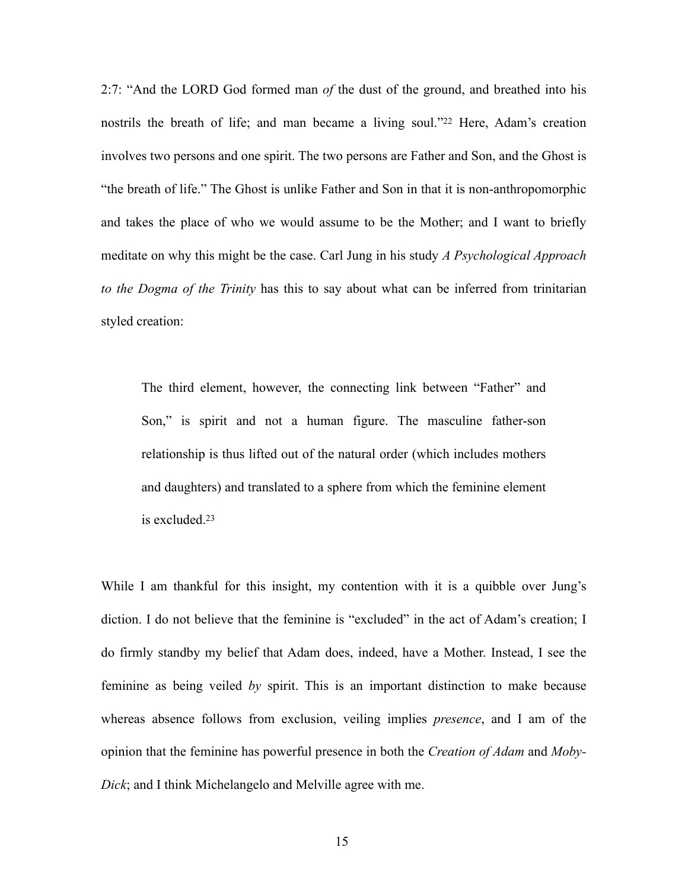2:7: "And the LORD God formed man *of* the dust of the ground, and breathed into his nostrils the breath of life; and man became a living soul."[22] Here, Adam's creation involves two persons and one spirit. The two persons are Father and Son, and the Ghost is "the breath of life." The Ghost is unlike Father and Son in that it is non-anthropomorphic and takes the place of who we would assume to be the Mother; and I want to briefly meditate on why this might be the case. Carl Jung in his study *A Psychological Approach to the Dogma of the Trinity* has this to say about what can be inferred from trinitarian styled creation:

> The third element, however, the connecting link between "Father" and Son," is spirit and not a human figure. The masculine father-son relationship is thus lifted out of the natural order (which includes mothers and daughters) and translated to a sphere from which the feminine element is excluded.[23]

While I am thankful for this insight, my contention with it is a quibble over Jung's diction. I do not believe that the feminine is "excluded" in the act of Adam's creation; I do firmly standby my belief that Adam does, indeed, have a Mother. Instead, I see the feminine as being veiled *by* spirit. This is an important distinction to make because whereas absence follows from exclusion, veiling implies *presence*, and I am of the opinion that the feminine has powerful presence in both the *Creation of Adam* and *Moby-Dick*; and I think Michelangelo and Melville agree with me.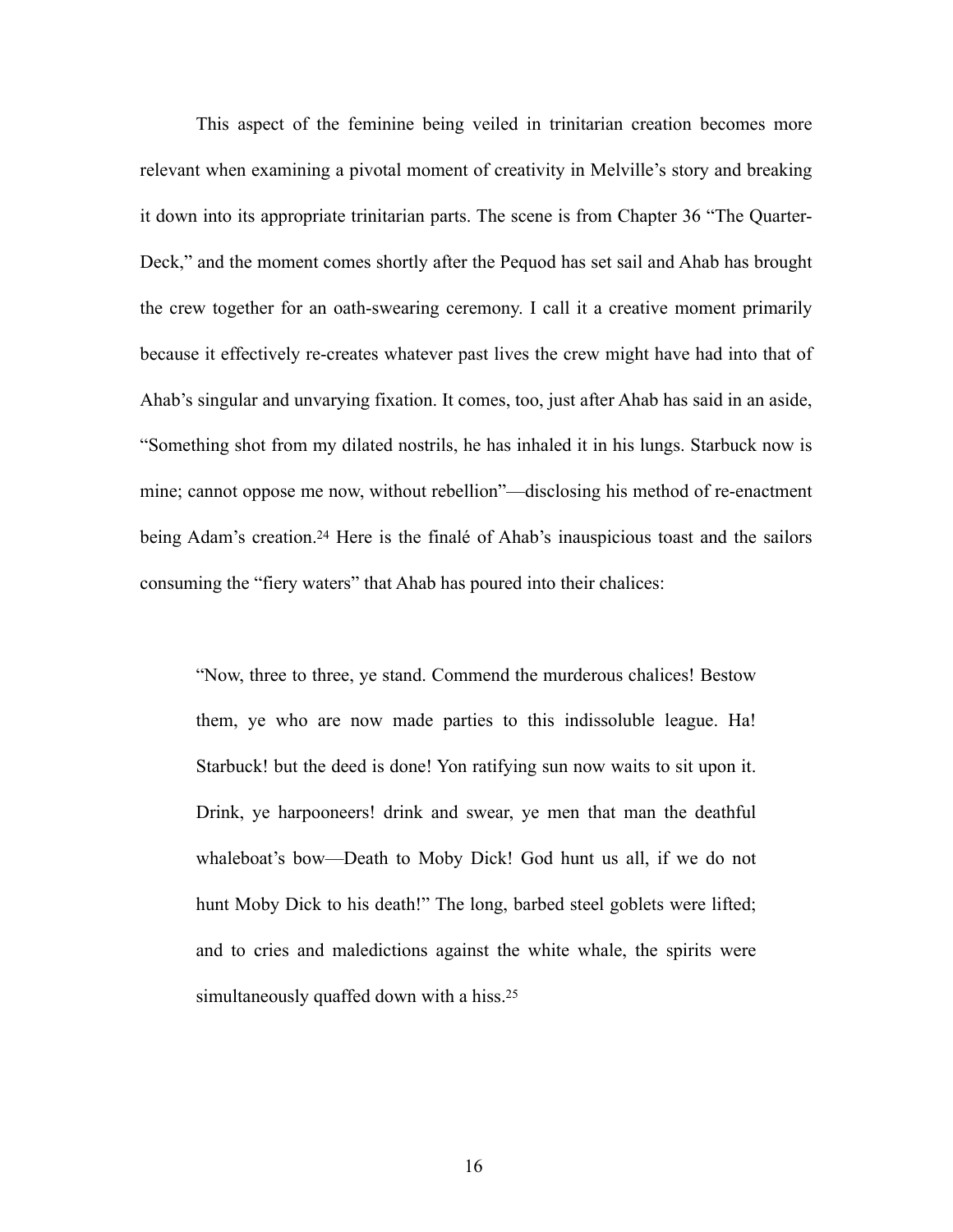This aspect of the feminine being veiled in trinitarian creation becomes more relevant when examining a pivotal moment of creativity in Melville's story and breaking it down into its appropriate trinitarian parts. The scene is from Chapter 36 "The Quarter-Deck," and the moment comes shortly after the Pequod has set sail and Ahab has brought the crew together for an oath-swearing ceremony. I call it a creative moment primarily because it effectively re-creates whatever past lives the crew might have had into that of Ahab's singular and unvarying fixation. It comes, too, just after Ahab has said in an aside, "Something shot from my dilated nostrils, he has inhaled it in his lungs. Starbuck now is mine; cannot oppose me now, without rebellion"—disclosing his method of re-enactment being Adam's creation.[24] Here is the finalé of Ahab's inauspicious toast and the sailors consuming the "fiery waters" that Ahab has poured into their chalices:

> "Now, three to three, ye stand. Commend the murderous chalices! Bestow them, ye who are now made parties to this indissoluble league. Ha! Starbuck! but the deed is done! Yon ratifying sun now waits to sit upon it. Drink, ye harpooneers! drink and swear, ye men that man the deathful whaleboat's bow—Death to Moby Dick! God hunt us all, if we do not hunt Moby Dick to his death!" The long, barbed steel goblets were lifted; and to cries and maledictions against the white whale, the spirits were simultaneously quaffed down with a hiss.[25]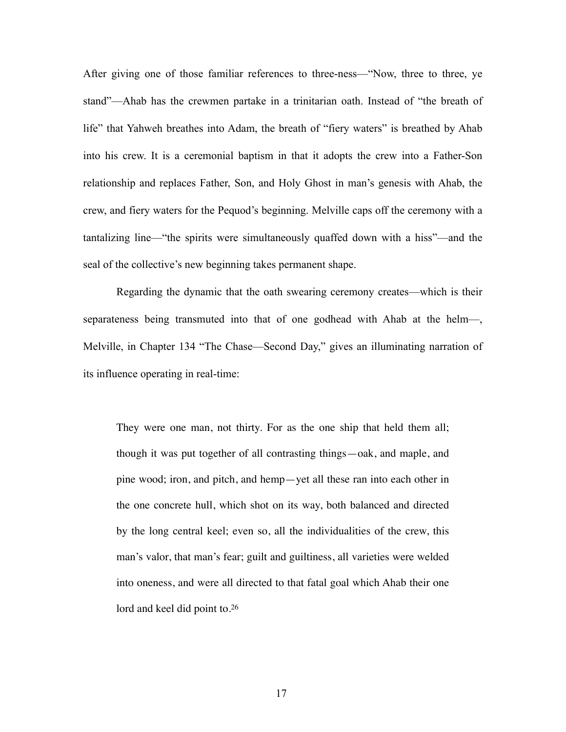After giving one of those familiar references to three-ness—"Now, three to three, ye stand"—Ahab has the crewmen partake in a trinitarian oath. Instead of "the breath of life" that Yahweh breathes into Adam, the breath of "fiery waters" is breathed by Ahab into his crew. It is a ceremonial baptism in that it adopts the crew into a Father-Son relationship and replaces Father, Son, and Holy Ghost in man's genesis with Ahab, the crew, and fiery waters for the Pequod's beginning. Melville caps off the ceremony with a tantalizing line—"the spirits were simultaneously quaffed down with a hiss"—and the seal of the collective's new beginning takes permanent shape.

Regarding the dynamic that the oath swearing ceremony creates—which is their separateness being transmuted into that of one godhead with Ahab at the helm—, Melville, in Chapter 134 "The Chase—Second Day," gives an illuminating narration of its influence operating in real-time:

> They were one man, not thirty. For as the one ship that held them all; though it was put together of all contrasting things—oak, and maple, and pine wood; iron, and pitch, and hemp—yet all these ran into each other in the one concrete hull, which shot on its way, both balanced and directed by the long central keel; even so, all the individualities of the crew, this man's valor, that man's fear; guilt and guiltiness, all varieties were welded into oneness, and were all directed to that fatal goal which Ahab their one lord and keel did point to.[26]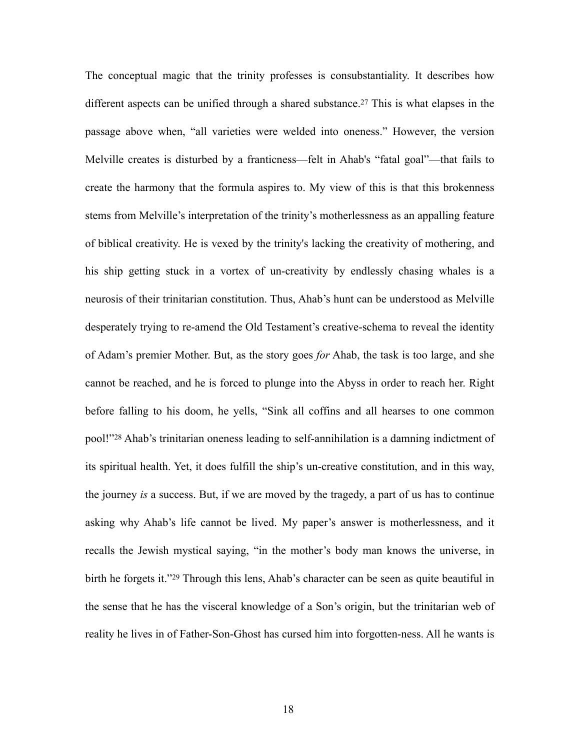The conceptual magic that the trinity professes is consubstantiality. It describes how different aspects can be unified through a shared substance.[27] This is what elapses in the passage above when, "all varieties were welded into oneness." However, the version Melville creates is disturbed by a franticness—felt in Ahab's "fatal goal"—that fails to create the harmony that the formula aspires to. My view of this is that this brokenness stems from Melville's interpretation of the trinity's motherlessness as an appalling feature of biblical creativity. He is vexed by the trinity's lacking the creativity of mothering, and his ship getting stuck in a vortex of un-creativity by endlessly chasing whales is a neurosis of their trinitarian constitution. Thus, Ahab's hunt can be understood as Melville desperately trying to re-amend the Old Testament's creative-schema to reveal the identity of Adam's premier Mother. But, as the story goes *for* Ahab, the task is too large, and she cannot be reached, and he is forced to plunge into the Abyss in order to reach her. Right before falling to his doom, he yells, "Sink all coffins and all hearses to one common pool!"[28] Ahab's trinitarian oneness leading to self-annihilation is a damning indictment of its spiritual health. Yet, it does fulfill the ship's un-creative constitution, and in this way, the journey *is* a success. But, if we are moved by the tragedy, a part of us has to continue asking why Ahab's life cannot be lived. My paper's answer is motherlessness, and it recalls the Jewish mystical saying, "in the mother's body man knows the universe, in birth he forgets it."[29] Through this lens, Ahab's character can be seen as quite beautiful in the sense that he has the visceral knowledge of a Son's origin, but the trinitarian web of reality he lives in of Father-Son-Ghost has cursed him into forgotten-ness. All he wants is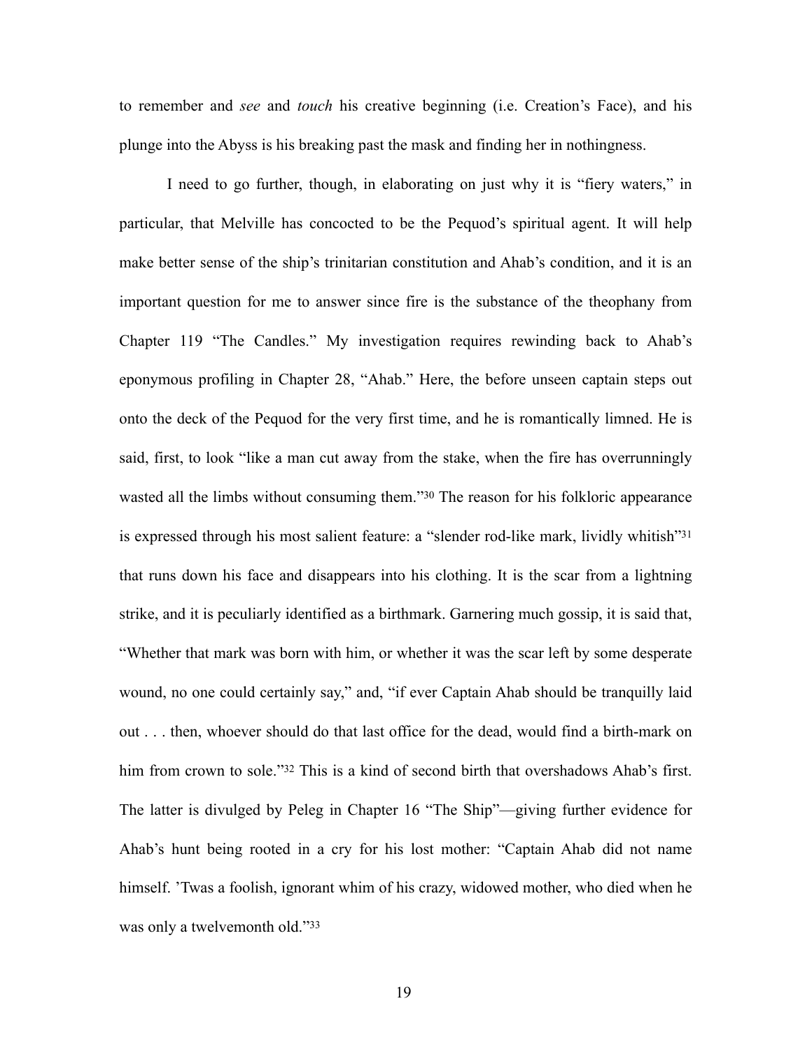to remember and *see* and *touch* his creative beginning (i.e. Creation's Face), and his plunge into the Abyss is his breaking past the mask and finding her in nothingness.

I need to go further, though, in elaborating on just why it is "fiery waters," in particular, that Melville has concocted to be the Pequod's spiritual agent. It will help make better sense of the ship's trinitarian constitution and Ahab's condition, and it is an important question for me to answer since fire is the substance of the theophany from Chapter 119 "The Candles." My investigation requires rewinding back to Ahab's eponymous profiling in Chapter 28, "Ahab." Here, the before unseen captain steps out onto the deck of the Pequod for the very first time, and he is romantically limned. He is said, first, to look "like a man cut away from the stake, when the fire has overrunningly wasted all the limbs without consuming them."[30] The reason for his folkloric appearance is expressed through his most salient feature: a "slender rod-like mark, lividly whitish"[31] that runs down his face and disappears into his clothing. It is the scar from a lightning strike, and it is peculiarly identified as a birthmark. Garnering much gossip, it is said that, "Whether that mark was born with him, or whether it was the scar left by some desperate wound, no one could certainly say," and, "if ever Captain Ahab should be tranquilly laid out . . . then, whoever should do that last office for the dead, would find a birth-mark on him from crown to sole."[32] This is a kind of second birth that overshadows Ahab's first. The latter is divulged by Peleg in Chapter 16 "The Ship"—giving further evidence for Ahab's hunt being rooted in a cry for his lost mother: "Captain Ahab did not name himself. 'Twas a foolish, ignorant whim of his crazy, widowed mother, who died when he was only a twelvemonth old."[33]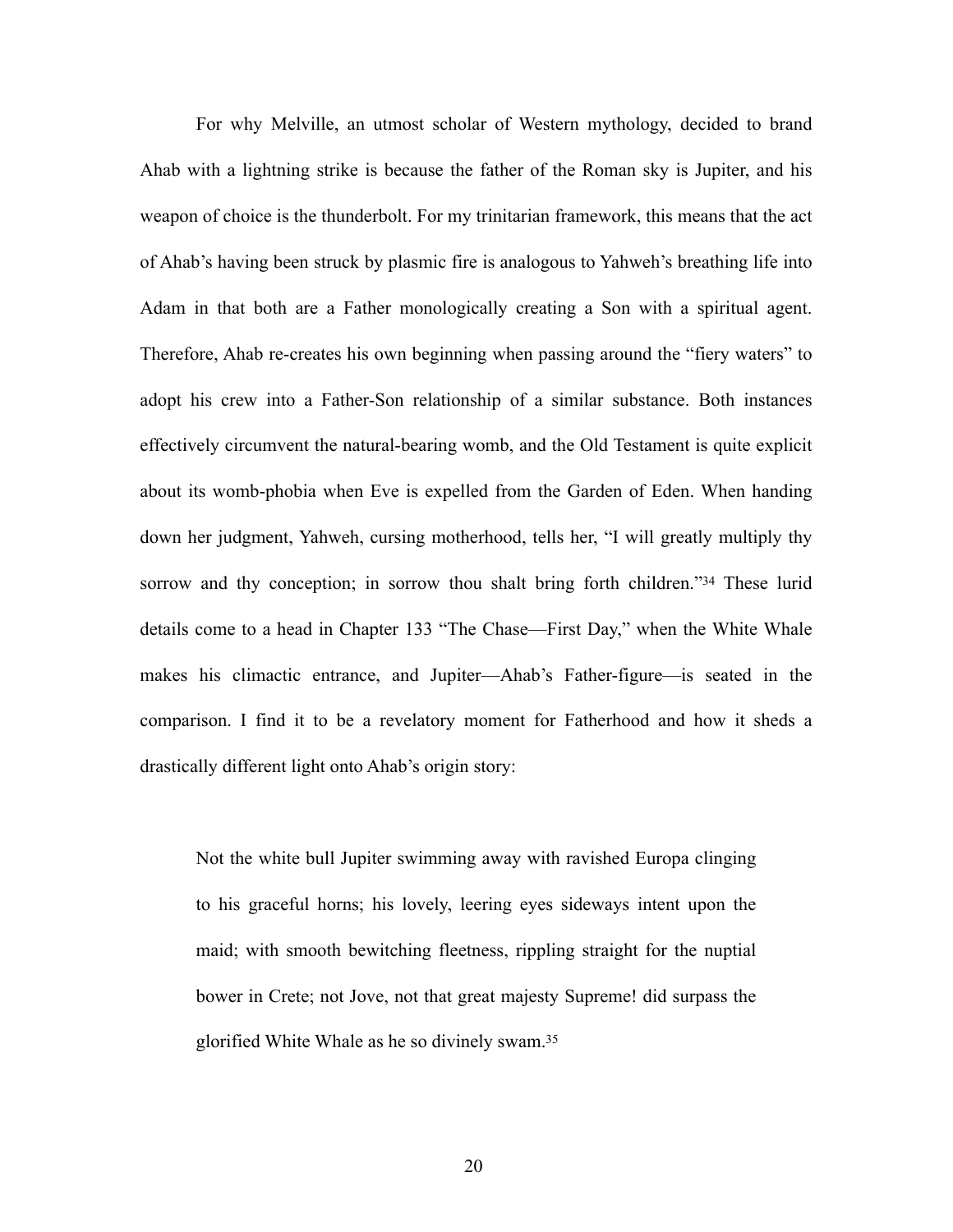For why Melville, an utmost scholar of Western mythology, decided to brand Ahab with a lightning strike is because the father of the Roman sky is Jupiter, and his weapon of choice is the thunderbolt. For my trinitarian framework, this means that the act of Ahab's having been struck by plasmic fire is analogous to Yahweh's breathing life into Adam in that both are a Father monologically creating a Son with a spiritual agent. Therefore, Ahab re-creates his own beginning when passing around the "fiery waters" to adopt his crew into a Father-Son relationship of a similar substance. Both instances effectively circumvent the natural-bearing womb, and the Old Testament is quite explicit about its womb-phobia when Eve is expelled from the Garden of Eden. When handing down her judgment, Yahweh, cursing motherhood, tells her, "I will greatly multiply thy sorrow and thy conception; in sorrow thou shalt bring forth children."[34] These lurid details come to a head in Chapter 133 "The Chase—First Day," when the White Whale makes his climactic entrance, and Jupiter—Ahab's Father-figure—is seated in the comparison. I find it to be a revelatory moment for Fatherhood and how it sheds a drastically different light onto Ahab's origin story:

> Not the white bull Jupiter swimming away with ravished Europa clinging to his graceful horns; his lovely, leering eyes sideways intent upon the maid; with smooth bewitching fleetness, rippling straight for the nuptial bower in Crete; not Jove, not that great majesty Supreme! did surpass the glorified White Whale as he so divinely swam.[35]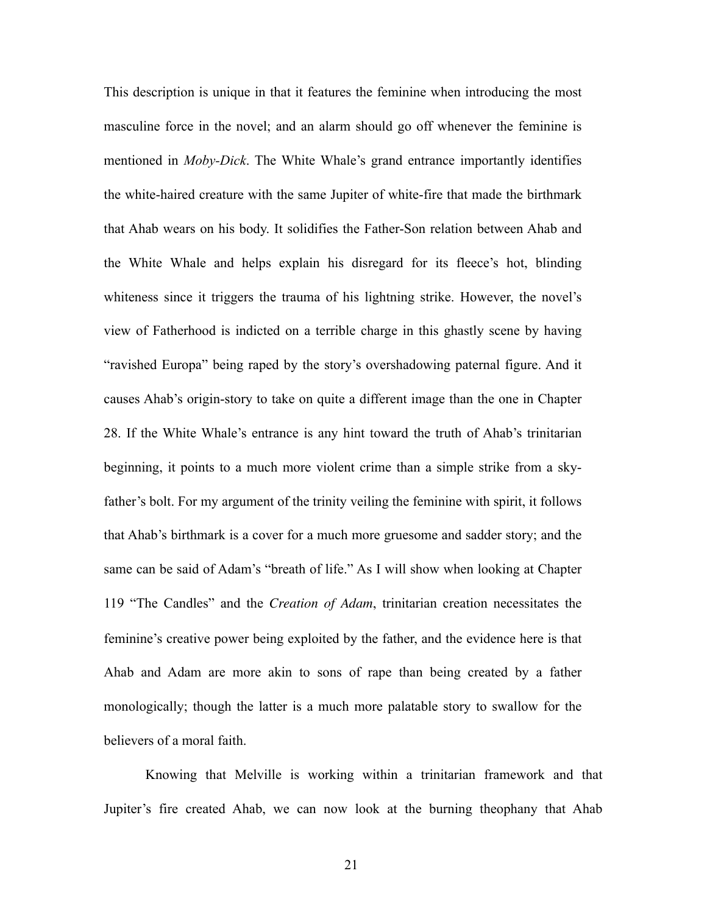This description is unique in that it features the feminine when introducing the most masculine force in the novel; and an alarm should go off whenever the feminine is mentioned in *Moby-Dick*. The White Whale's grand entrance importantly identifies the white-haired creature with the same Jupiter of white-fire that made the birthmark that Ahab wears on his body. It solidifies the Father-Son relation between Ahab and the White Whale and helps explain his disregard for its fleece's hot, blinding whiteness since it triggers the trauma of his lightning strike. However, the novel's view of Fatherhood is indicted on a terrible charge in this ghastly scene by having "ravished Europa" being raped by the story's overshadowing paternal figure. And it causes Ahab's origin-story to take on quite a different image than the one in Chapter 28. If the White Whale's entrance is any hint toward the truth of Ahab's trinitarian beginning, it points to a much more violent crime than a simple strike from a sky-father's bolt. For my argument of the trinity veiling the feminine with spirit, it follows that Ahab's birthmark is a cover for a much more gruesome and sadder story; and the same can be said of Adam's "breath of life." As I will show when looking at Chapter 119 "The Candles" and the *Creation of Adam*, trinitarian creation necessitates the feminine's creative power being exploited by the father, and the evidence here is that Ahab and Adam are more akin to sons of rape than being created by a father monologically; though the latter is a much more palatable story to swallow for the believers of a moral faith.

Knowing that Melville is working within a trinitarian framework and that Jupiter's fire created Ahab, we can now look at the burning theophany that Ahab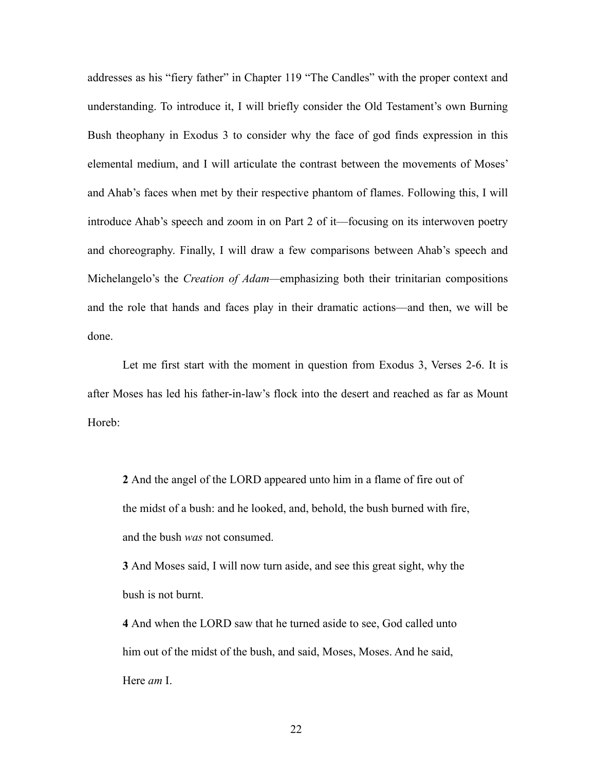addresses as his "fiery father" in Chapter 119 "The Candles" with the proper context and understanding. To introduce it, I will briefly consider the Old Testament's own Burning Bush theophany in Exodus 3 to consider why the face of god finds expression in this elemental medium, and I will articulate the contrast between the movements of Moses' and Ahab's faces when met by their respective phantom of flames. Following this, I will introduce Ahab's speech and zoom in on Part 2 of it—focusing on its interwoven poetry and choreography. Finally, I will draw a few comparisons between Ahab's speech and Michelangelo's the *Creation of Adam*—emphasizing both their trinitarian compositions and the role that hands and faces play in their dramatic actions—and then, we will be done.

Let me first start with the moment in question from Exodus 3, Verses 2-6. It is after Moses has led his father-in-law's flock into the desert and reached as far as Mount Horeb:

> **2** And the angel of the LORD appeared unto him in a flame of fire out of the midst of a bush: and he looked, and, behold, the bush burned with fire, and the bush *was* not consumed.
>
> **3** And Moses said, I will now turn aside, and see this great sight, why the bush is not burnt.
>
> **4** And when the LORD saw that he turned aside to see, God called unto him out of the midst of the bush, and said, Moses, Moses. And he said, Here *am* I.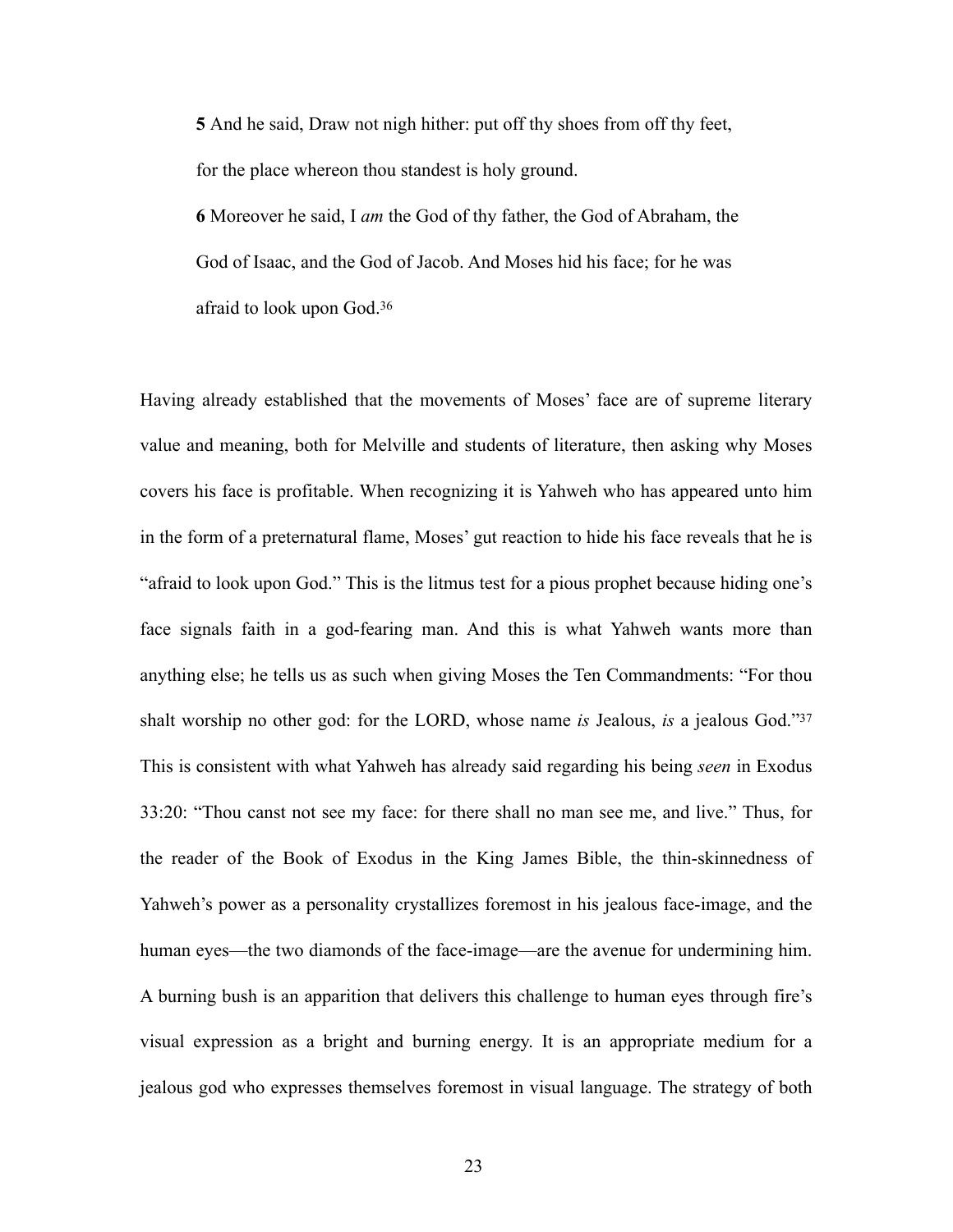> **5** And he said, Draw not nigh hither: put off thy shoes from off thy feet, for the place whereon thou standest is holy ground.
>
> **6** Moreover he said, I *am* the God of thy father, the God of Abraham, the God of Isaac, and the God of Jacob. And Moses hid his face; for he was afraid to look upon God.[36]

Having already established that the movements of Moses' face are of supreme literary value and meaning, both for Melville and students of literature, then asking why Moses covers his face is profitable. When recognizing it is Yahweh who has appeared unto him in the form of a preternatural flame, Moses' gut reaction to hide his face reveals that he is "afraid to look upon God." This is the litmus test for a pious prophet because hiding one's face signals faith in a god-fearing man. And this is what Yahweh wants more than anything else; he tells us as such when giving Moses the Ten Commandments: "For thou shalt worship no other god: for the LORD, whose name *is* Jealous, *is* a jealous God."[37] This is consistent with what Yahweh has already said regarding his being *seen* in Exodus 33:20: "Thou canst not see my face: for there shall no man see me, and live." Thus, for the reader of the Book of Exodus in the King James Bible, the thin-skinnedness of Yahweh's power as a personality crystallizes foremost in his jealous face-image, and the human eyes—the two diamonds of the face-image—are the avenue for undermining him. A burning bush is an apparition that delivers this challenge to human eyes through fire's visual expression as a bright and burning energy. It is an appropriate medium for a jealous god who expresses themselves foremost in visual language. The strategy of both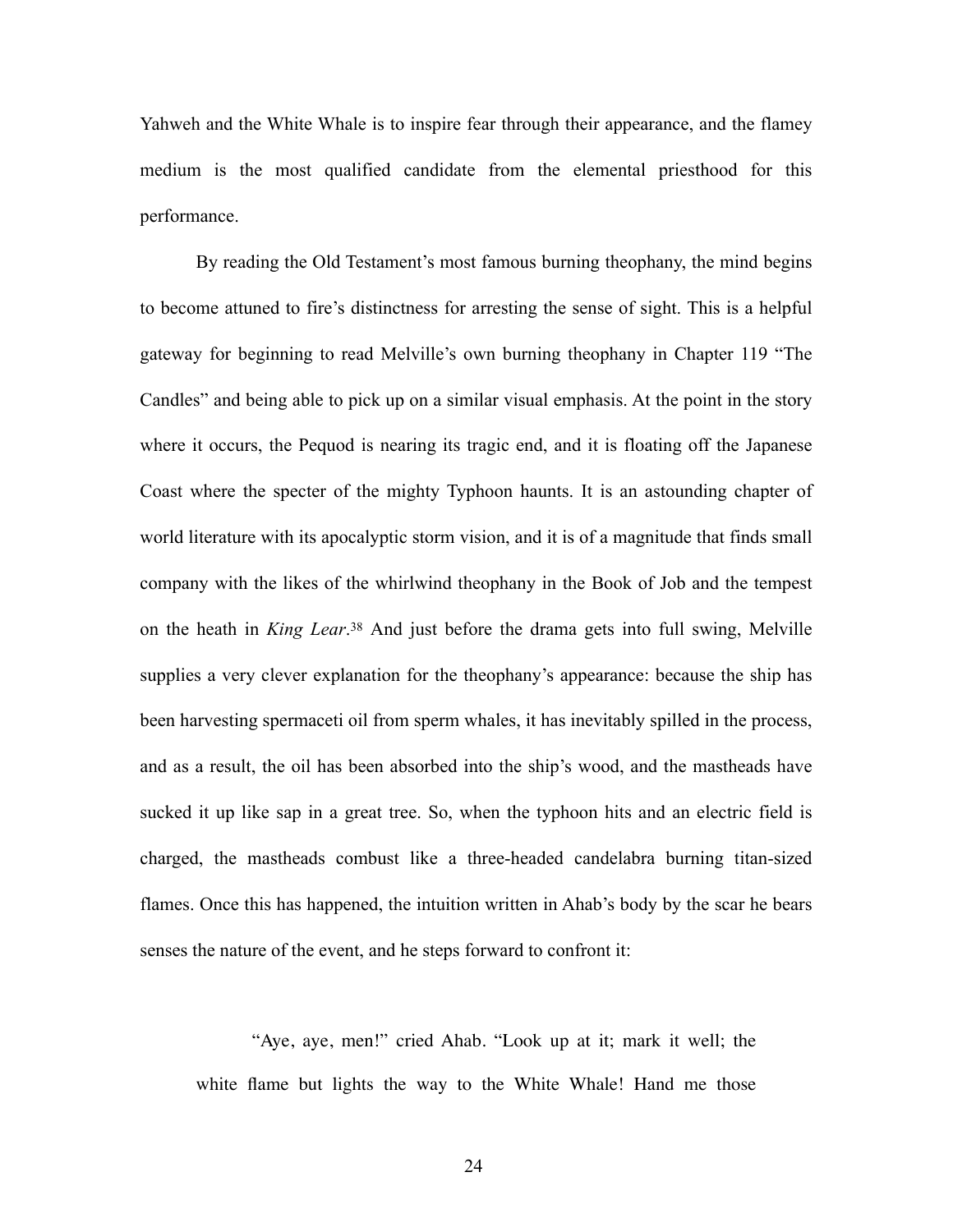Yahweh and the White Whale is to inspire fear through their appearance, and the flamey medium is the most qualified candidate from the elemental priesthood for this performance.

By reading the Old Testament's most famous burning theophany, the mind begins to become attuned to fire's distinctness for arresting the sense of sight. This is a helpful gateway for beginning to read Melville's own burning theophany in Chapter 119 "The Candles" and being able to pick up on a similar visual emphasis. At the point in the story where it occurs, the Pequod is nearing its tragic end, and it is floating off the Japanese Coast where the specter of the mighty Typhoon haunts. It is an astounding chapter of world literature with its apocalyptic storm vision, and it is of a magnitude that finds small company with the likes of the whirlwind theophany in the Book of Job and the tempest on the heath in *King Lear*.[38] And just before the drama gets into full swing, Melville supplies a very clever explanation for the theophany's appearance: because the ship has been harvesting spermaceti oil from sperm whales, it has inevitably spilled in the process, and as a result, the oil has been absorbed into the ship's wood, and the mastheads have sucked it up like sap in a great tree. So, when the typhoon hits and an electric field is charged, the mastheads combust like a three-headed candelabra burning titan-sized flames. Once this has happened, the intuition written in Ahab's body by the scar he bears senses the nature of the event, and he steps forward to confront it:

> "Aye, aye, men!" cried Ahab. "Look up at it; mark it well; the white flame but lights the way to the White Whale! Hand me those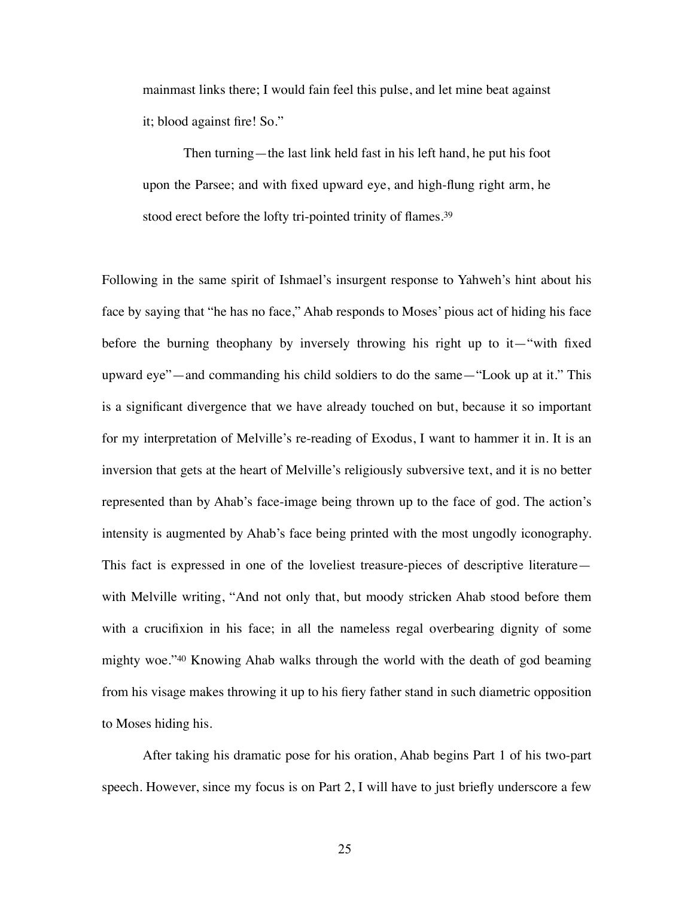> mainmast links there; I would fain feel this pulse, and let mine beat against it; blood against fire! So."
>
> Then turning—the last link held fast in his left hand, he put his foot upon the Parsee; and with fixed upward eye, and high-flung right arm, he stood erect before the lofty tri-pointed trinity of flames.[39]

Following in the same spirit of Ishmael's insurgent response to Yahweh's hint about his face by saying that "he has no face," Ahab responds to Moses' pious act of hiding his face before the burning theophany by inversely throwing his right up to it—"with fixed upward eye"—and commanding his child soldiers to do the same—"Look up at it." This is a significant divergence that we have already touched on but, because it so important for my interpretation of Melville's re-reading of Exodus, I want to hammer it in. It is an inversion that gets at the heart of Melville's religiously subversive text, and it is no better represented than by Ahab's face-image being thrown up to the face of god. The action's intensity is augmented by Ahab's face being printed with the most ungodly iconography. This fact is expressed in one of the loveliest treasure-pieces of descriptive literature—with Melville writing, "And not only that, but moody stricken Ahab stood before them with a crucifixion in his face; in all the nameless regal overbearing dignity of some mighty woe."[40] Knowing Ahab walks through the world with the death of god beaming from his visage makes throwing it up to his fiery father stand in such diametric opposition to Moses hiding his.

After taking his dramatic pose for his oration, Ahab begins Part 1 of his two-part speech. However, since my focus is on Part 2, I will have to just briefly underscore a few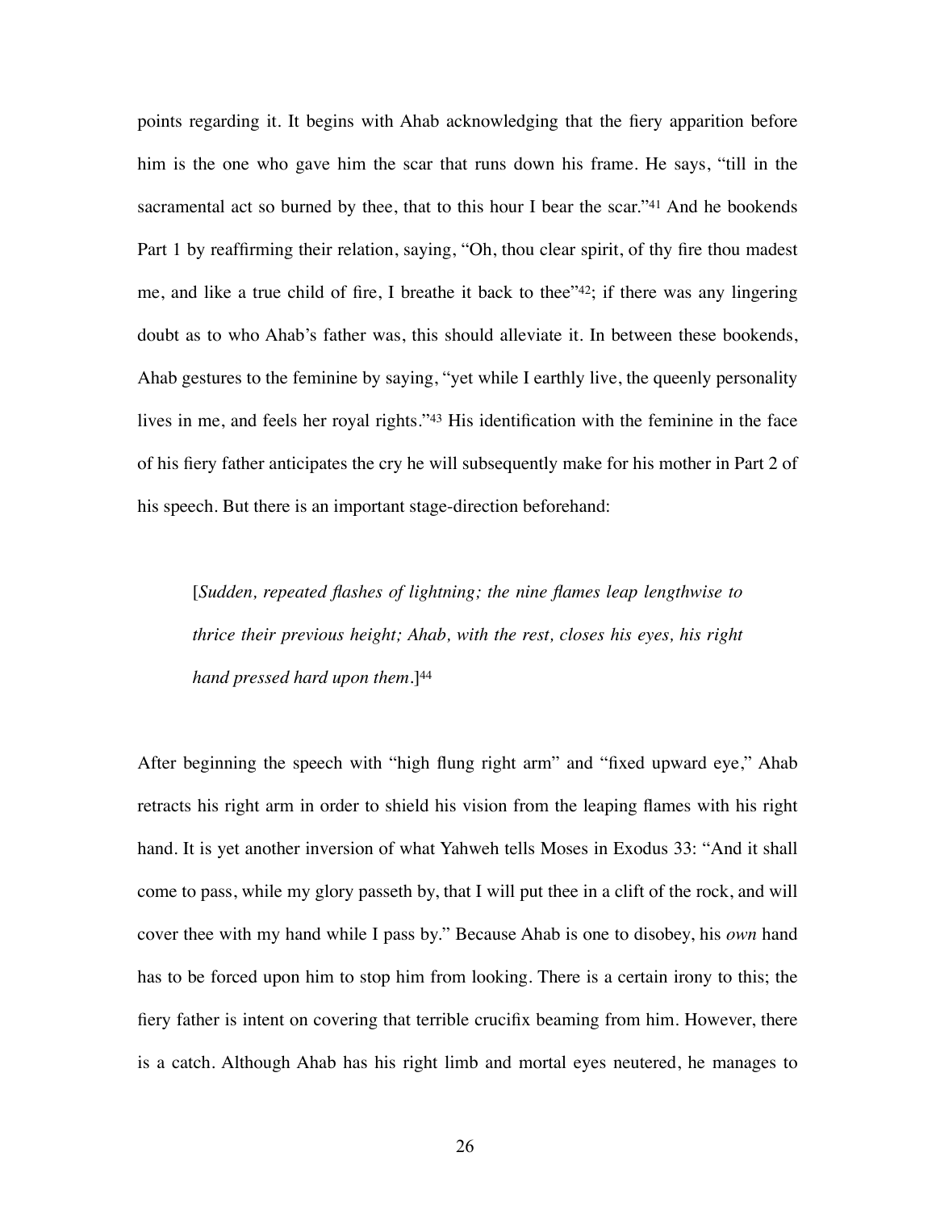points regarding it. It begins with Ahab acknowledging that the fiery apparition before him is the one who gave him the scar that runs down his frame. He says, "till in the sacramental act so burned by thee, that to this hour I bear the scar."[41] And he bookends Part 1 by reaffirming their relation, saying, "Oh, thou clear spirit, of thy fire thou madest me, and like a true child of fire, I breathe it back to thee"[42]; if there was any lingering doubt as to who Ahab's father was, this should alleviate it. In between these bookends, Ahab gestures to the feminine by saying, "yet while I earthly live, the queenly personality lives in me, and feels her royal rights."[43] His identification with the feminine in the face of his fiery father anticipates the cry he will subsequently make for his mother in Part 2 of his speech. But there is an important stage-direction beforehand:

> [*Sudden, repeated flashes of lightning; the nine flames leap lengthwise to thrice their previous height; Ahab, with the rest, closes his eyes, his right hand pressed hard upon them*.][44]

After beginning the speech with "high flung right arm" and "fixed upward eye," Ahab retracts his right arm in order to shield his vision from the leaping flames with his right hand. It is yet another inversion of what Yahweh tells Moses in Exodus 33: "And it shall come to pass, while my glory passeth by, that I will put thee in a clift of the rock, and will cover thee with my hand while I pass by." Because Ahab is one to disobey, his *own* hand has to be forced upon him to stop him from looking. There is a certain irony to this; the fiery father is intent on covering that terrible crucifix beaming from him. However, there is a catch. Although Ahab has his right limb and mortal eyes neutered, he manages to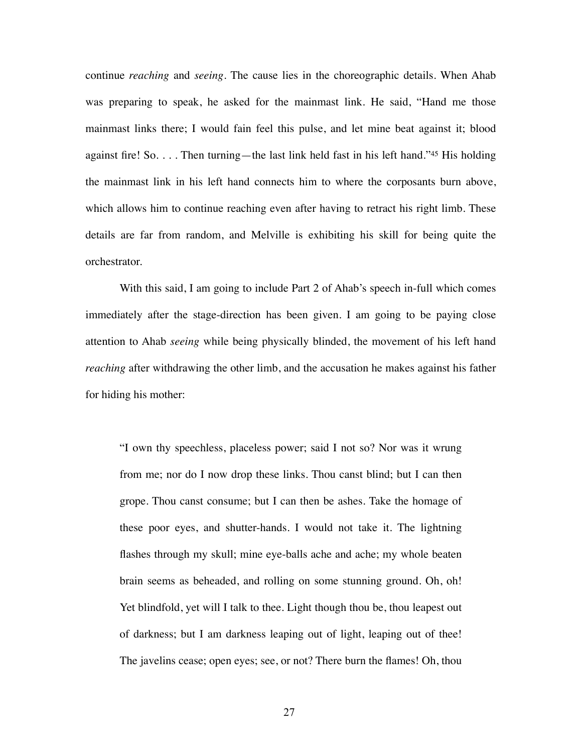continue *reaching* and *seeing*. The cause lies in the choreographic details. When Ahab was preparing to speak, he asked for the mainmast link. He said, "Hand me those mainmast links there; I would fain feel this pulse, and let mine beat against it; blood against fire! So. . . . Then turning—the last link held fast in his left hand."[45] His holding the mainmast link in his left hand connects him to where the corposants burn above, which allows him to continue reaching even after having to retract his right limb. These details are far from random, and Melville is exhibiting his skill for being quite the orchestrator.

With this said, I am going to include Part 2 of Ahab's speech in-full which comes immediately after the stage-direction has been given. I am going to be paying close attention to Ahab *seeing* while being physically blinded, the movement of his left hand *reaching* after withdrawing the other limb, and the accusation he makes against his father for hiding his mother:

> "I own thy speechless, placeless power; said I not so? Nor was it wrung from me; nor do I now drop these links. Thou canst blind; but I can then grope. Thou canst consume; but I can then be ashes. Take the homage of these poor eyes, and shutter-hands. I would not take it. The lightning flashes through my skull; mine eye-balls ache and ache; my whole beaten brain seems as beheaded, and rolling on some stunning ground. Oh, oh! Yet blindfold, yet will I talk to thee. Light though thou be, thou leapest out of darkness; but I am darkness leaping out of light, leaping out of thee! The javelins cease; open eyes; see, or not? There burn the flames! Oh, thou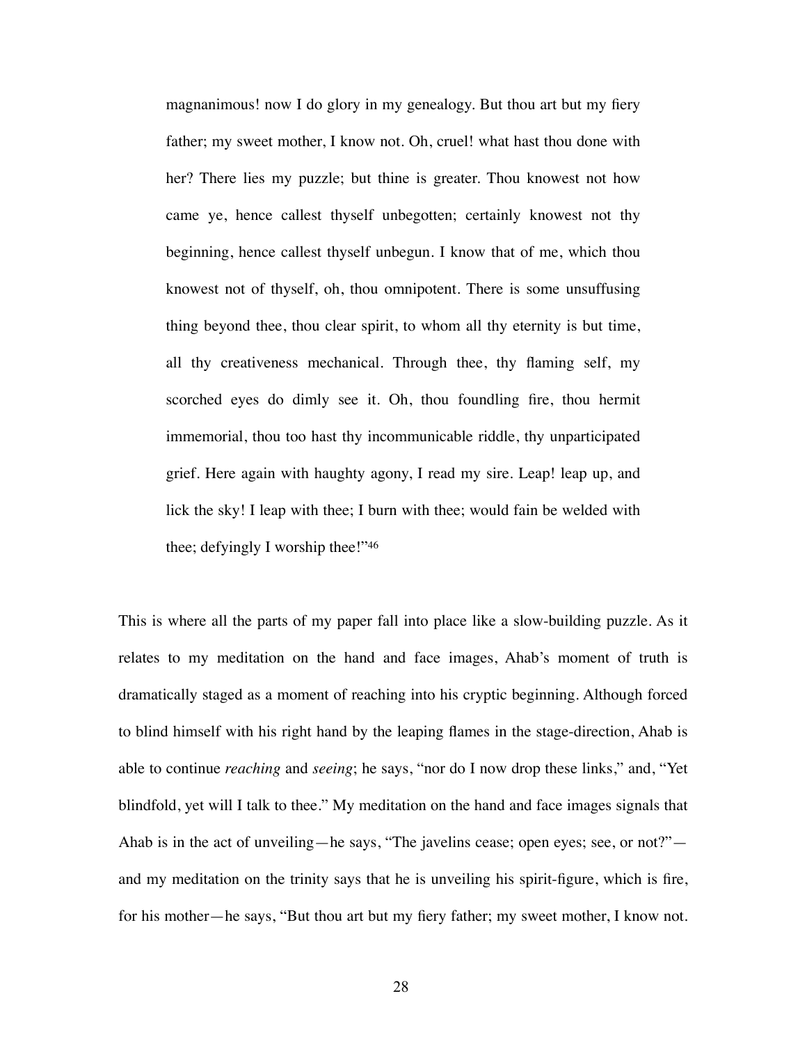> magnanimous! now I do glory in my genealogy. But thou art but my fiery father; my sweet mother, I know not. Oh, cruel! what hast thou done with her? There lies my puzzle; but thine is greater. Thou knowest not how came ye, hence callest thyself unbegotten; certainly knowest not thy beginning, hence callest thyself unbegun. I know that of me, which thou knowest not of thyself, oh, thou omnipotent. There is some unsuffusing thing beyond thee, thou clear spirit, to whom all thy eternity is but time, all thy creativeness mechanical. Through thee, thy flaming self, my scorched eyes do dimly see it. Oh, thou foundling fire, thou hermit immemorial, thou too hast thy incommunicable riddle, thy unparticipated grief. Here again with haughty agony, I read my sire. Leap! leap up, and lick the sky! I leap with thee; I burn with thee; would fain be welded with thee; defyingly I worship thee!"[46]

This is where all the parts of my paper fall into place like a slow-building puzzle. As it relates to my meditation on the hand and face images, Ahab's moment of truth is dramatically staged as a moment of reaching into his cryptic beginning. Although forced to blind himself with his right hand by the leaping flames in the stage-direction, Ahab is able to continue *reaching* and *seeing*; he says, "nor do I now drop these links," and, "Yet blindfold, yet will I talk to thee." My meditation on the hand and face images signals that Ahab is in the act of unveiling—he says, "The javelins cease; open eyes; see, or not?"—and my meditation on the trinity says that he is unveiling his spirit-figure, which is fire, for his mother—he says, "But thou art but my fiery father; my sweet mother, I know not.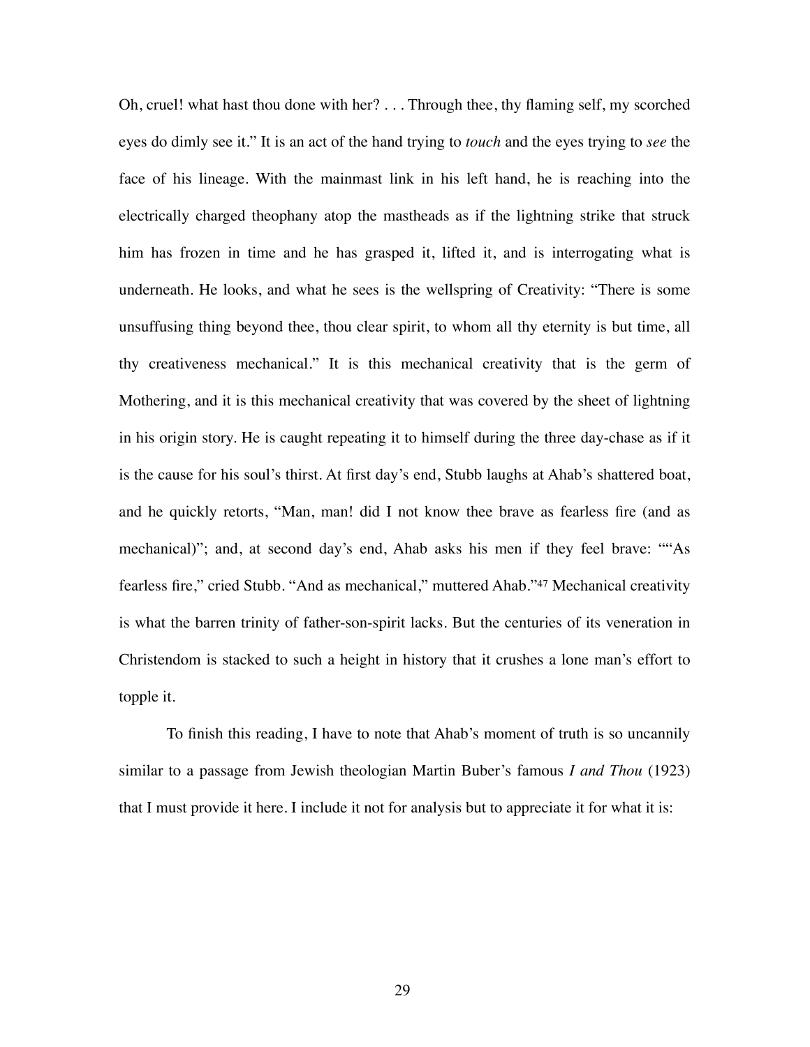Oh, cruel! what hast thou done with her? . . . Through thee, thy flaming self, my scorched eyes do dimly see it." It is an act of the hand trying to *touch* and the eyes trying to *see* the face of his lineage. With the mainmast link in his left hand, he is reaching into the electrically charged theophany atop the mastheads as if the lightning strike that struck him has frozen in time and he has grasped it, lifted it, and is interrogating what is underneath. He looks, and what he sees is the wellspring of Creativity: "There is some unsuffusing thing beyond thee, thou clear spirit, to whom all thy eternity is but time, all thy creativeness mechanical." It is this mechanical creativity that is the germ of Mothering, and it is this mechanical creativity that was covered by the sheet of lightning in his origin story. He is caught repeating it to himself during the three day-chase as if it is the cause for his soul's thirst. At first day's end, Stubb laughs at Ahab's shattered boat, and he quickly retorts, "Man, man! did I not know thee brave as fearless fire (and as mechanical)"; and, at second day's end, Ahab asks his men if they feel brave: ""As fearless fire," cried Stubb. "And as mechanical," muttered Ahab."[47] Mechanical creativity is what the barren trinity of father-son-spirit lacks. But the centuries of its veneration in Christendom is stacked to such a height in history that it crushes a lone man's effort to topple it.

To finish this reading, I have to note that Ahab's moment of truth is so uncannily similar to a passage from Jewish theologian Martin Buber's famous *I and Thou* (1923) that I must provide it here. I include it not for analysis but to appreciate it for what it is: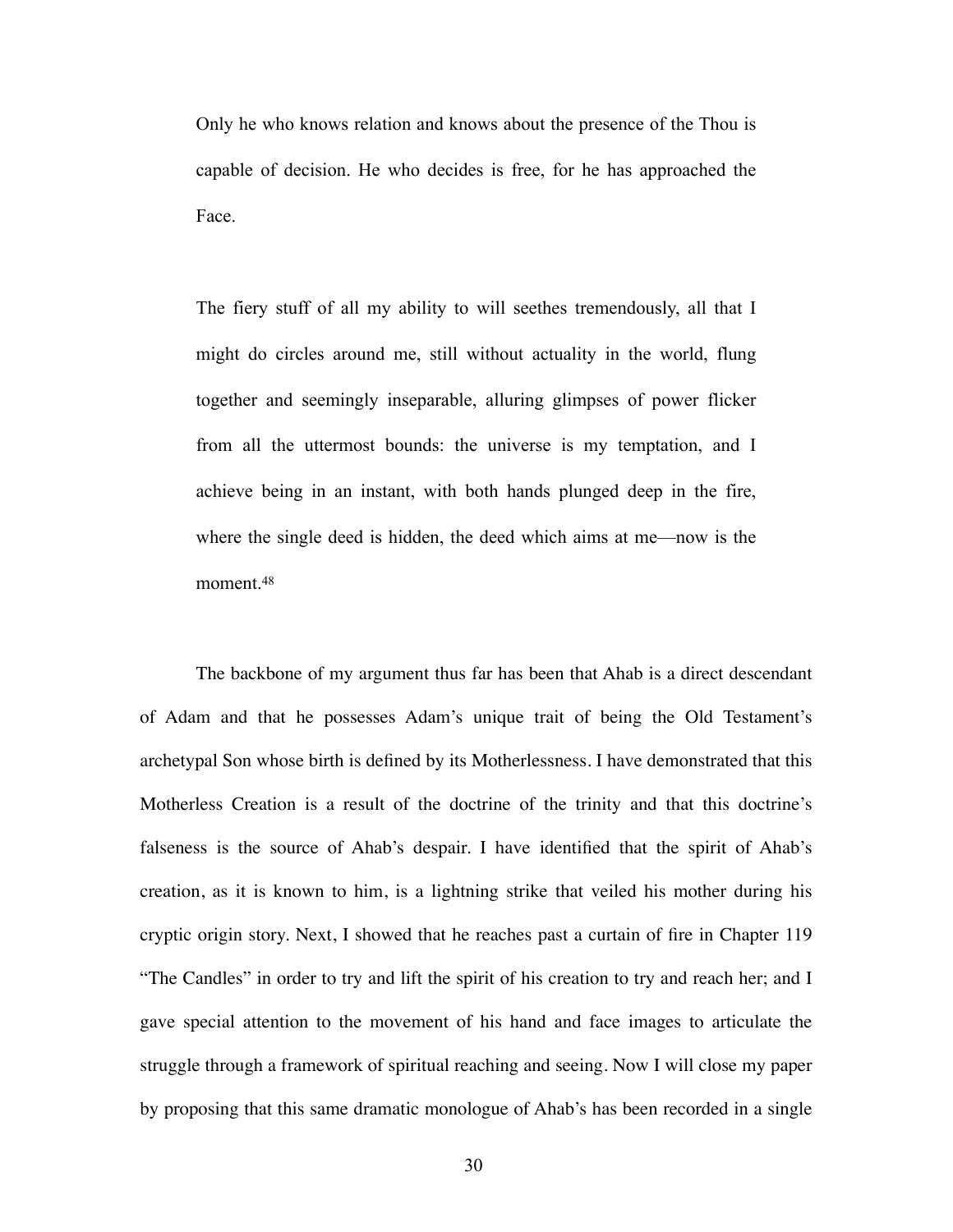> Only he who knows relation and knows about the presence of the Thou is capable of decision. He who decides is free, for he has approached the Face.

> The fiery stuff of all my ability to will seethes tremendously, all that I might do circles around me, still without actuality in the world, flung together and seemingly inseparable, alluring glimpses of power flicker from all the uttermost bounds: the universe is my temptation, and I achieve being in an instant, with both hands plunged deep in the fire, where the single deed is hidden, the deed which aims at me—now is the moment.[48]

The backbone of my argument thus far has been that Ahab is a direct descendant of Adam and that he possesses Adam's unique trait of being the Old Testament's archetypal Son whose birth is defined by its Motherlessness. I have demonstrated that this Motherless Creation is a result of the doctrine of the trinity and that this doctrine's falseness is the source of Ahab's despair. I have identified that the spirit of Ahab's creation, as it is known to him, is a lightning strike that veiled his mother during his cryptic origin story. Next, I showed that he reaches past a curtain of fire in Chapter 119 "The Candles" in order to try and lift the spirit of his creation to try and reach her; and I gave special attention to the movement of his hand and face images to articulate the struggle through a framework of spiritual reaching and seeing. Now I will close my paper by proposing that this same dramatic monologue of Ahab's has been recorded in a single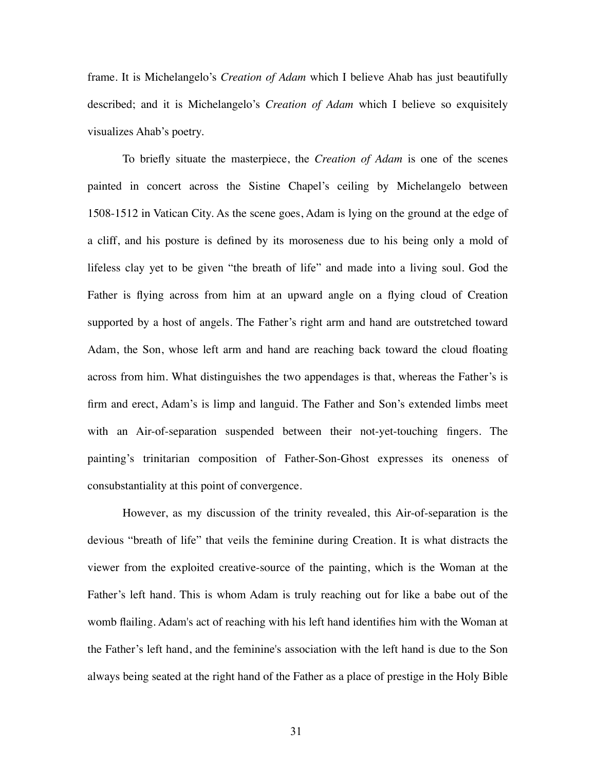frame. It is Michelangelo's *Creation of Adam* which I believe Ahab has just beautifully described; and it is Michelangelo's *Creation of Adam* which I believe so exquisitely visualizes Ahab's poetry.

To briefly situate the masterpiece, the *Creation of Adam* is one of the scenes painted in concert across the Sistine Chapel's ceiling by Michelangelo between 1508-1512 in Vatican City. As the scene goes, Adam is lying on the ground at the edge of a cliff, and his posture is defined by its moroseness due to his being only a mold of lifeless clay yet to be given "the breath of life" and made into a living soul. God the Father is flying across from him at an upward angle on a flying cloud of Creation supported by a host of angels. The Father's right arm and hand are outstretched toward Adam, the Son, whose left arm and hand are reaching back toward the cloud floating across from him. What distinguishes the two appendages is that, whereas the Father's is firm and erect, Adam's is limp and languid. The Father and Son's extended limbs meet with an Air-of-separation suspended between their not-yet-touching fingers. The painting's trinitarian composition of Father-Son-Ghost expresses its oneness of consubstantiality at this point of convergence.

However, as my discussion of the trinity revealed, this Air-of-separation is the devious "breath of life" that veils the feminine during Creation. It is what distracts the viewer from the exploited creative-source of the painting, which is the Woman at the Father's left hand. This is whom Adam is truly reaching out for like a babe out of the womb flailing. Adam's act of reaching with his left hand identifies him with the Woman at the Father's left hand, and the feminine's association with the left hand is due to the Son always being seated at the right hand of the Father as a place of prestige in the Holy Bible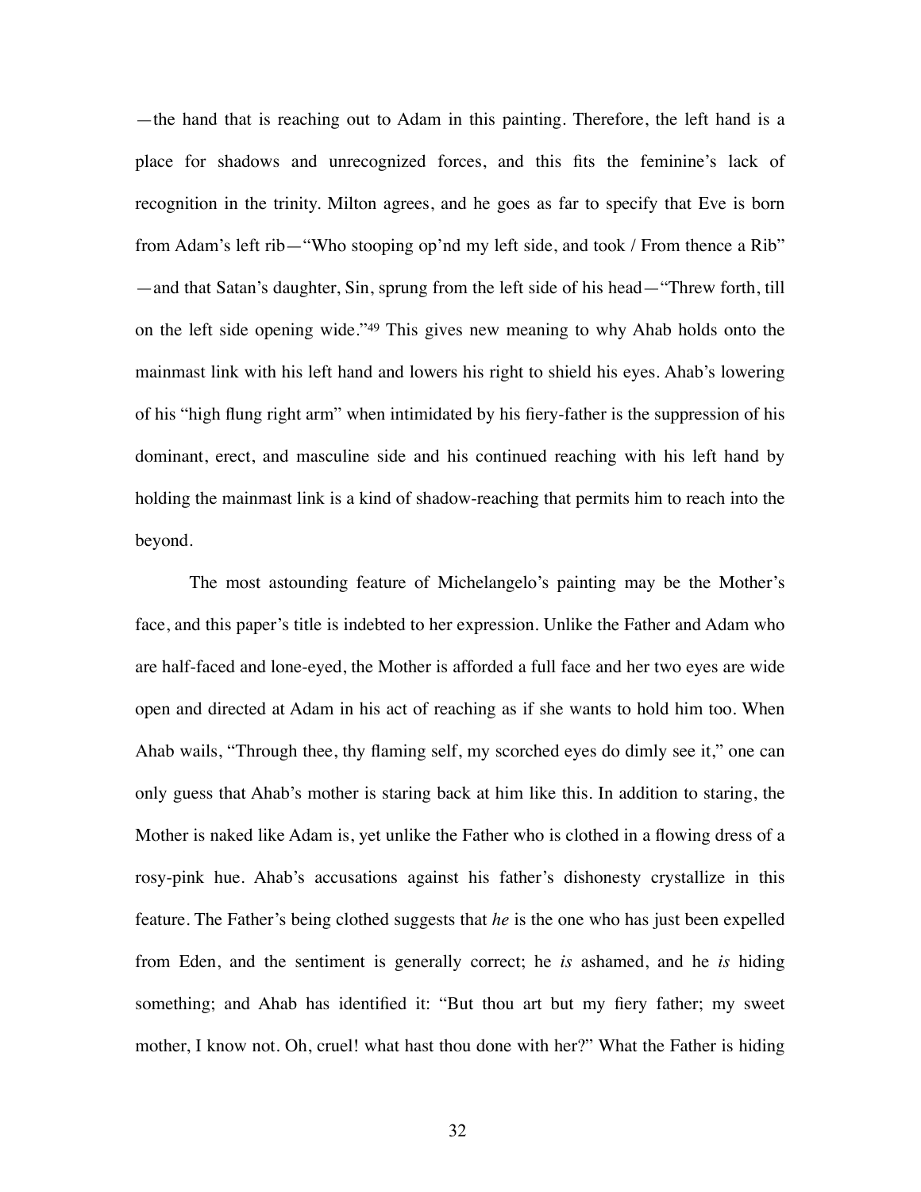—the hand that is reaching out to Adam in this painting. Therefore, the left hand is a place for shadows and unrecognized forces, and this fits the feminine's lack of recognition in the trinity. Milton agrees, and he goes as far to specify that Eve is born from Adam's left rib—"Who stooping op'nd my left side, and took / From thence a Rib" —and that Satan's daughter, Sin, sprung from the left side of his head—"Threw forth, till on the left side opening wide."[49] This gives new meaning to why Ahab holds onto the mainmast link with his left hand and lowers his right to shield his eyes. Ahab's lowering of his "high flung right arm" when intimidated by his fiery-father is the suppression of his dominant, erect, and masculine side and his continued reaching with his left hand by holding the mainmast link is a kind of shadow-reaching that permits him to reach into the beyond.

The most astounding feature of Michelangelo's painting may be the Mother's face, and this paper's title is indebted to her expression. Unlike the Father and Adam who are half-faced and lone-eyed, the Mother is afforded a full face and her two eyes are wide open and directed at Adam in his act of reaching as if she wants to hold him too. When Ahab wails, "Through thee, thy flaming self, my scorched eyes do dimly see it," one can only guess that Ahab's mother is staring back at him like this. In addition to staring, the Mother is naked like Adam is, yet unlike the Father who is clothed in a flowing dress of a rosy-pink hue. Ahab's accusations against his father's dishonesty crystallize in this feature. The Father's being clothed suggests that *he* is the one who has just been expelled from Eden, and the sentiment is generally correct; he *is* ashamed, and he *is* hiding something; and Ahab has identified it: "But thou art but my fiery father; my sweet mother, I know not. Oh, cruel! what hast thou done with her?" What the Father is hiding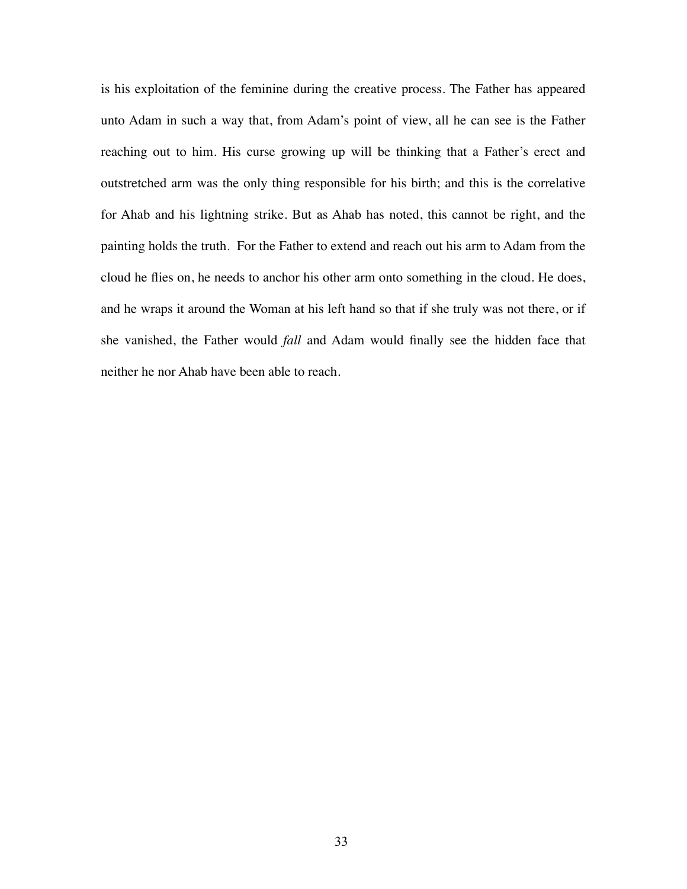is his exploitation of the feminine during the creative process. The Father has appeared unto Adam in such a way that, from Adam's point of view, all he can see is the Father reaching out to him. His curse growing up will be thinking that a Father's erect and outstretched arm was the only thing responsible for his birth; and this is the correlative for Ahab and his lightning strike. But as Ahab has noted, this cannot be right, and the painting holds the truth. For the Father to extend and reach out his arm to Adam from the cloud he flies on, he needs to anchor his other arm onto something in the cloud. He does, and he wraps it around the Woman at his left hand so that if she truly was not there, or if she vanished, the Father would *fall* and Adam would finally see the hidden face that neither he nor Ahab have been able to reach.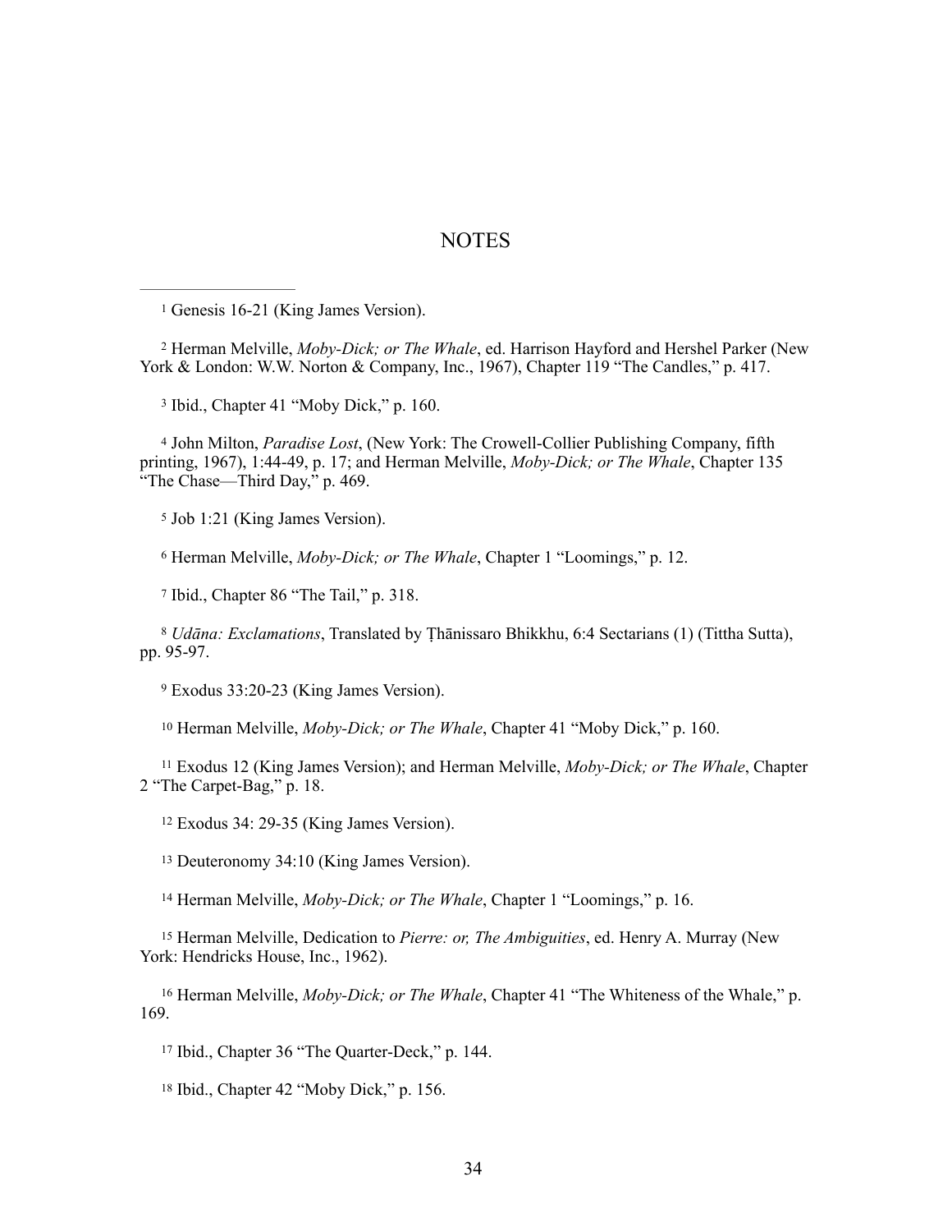# NOTES

[1] Genesis 16-21 (King James Version).

[2] Herman Melville, *Moby-Dick; or The Whale*, ed. Harrison Hayford and Hershel Parker (New York & London: W.W. Norton & Company, Inc., 1967), Chapter 119 "The Candles," p. 417.

[3] Ibid., Chapter 41 "Moby Dick," p. 160.

[4] John Milton, *Paradise Lost*, (New York: The Crowell-Collier Publishing Company, fifth printing, 1967), 1:44-49, p. 17; and Herman Melville, *Moby-Dick; or The Whale*, Chapter 135 "The Chase—Third Day," p. 469.

[5] Job 1:21 (King James Version).

[6] Herman Melville, *Moby-Dick; or The Whale*, Chapter 1 "Loomings," p. 12.

[7] Ibid., Chapter 86 "The Tail," p. 318.

[8] *Udāna: Exclamations*, Translated by Ṭhānissaro Bhikkhu, 6:4 Sectarians (1) (Tittha Sutta), pp. 95-97.

[9] Exodus 33:20-23 (King James Version).

[10] Herman Melville, *Moby-Dick; or The Whale*, Chapter 41 "Moby Dick," p. 160.

[11] Exodus 12 (King James Version); and Herman Melville, *Moby-Dick; or The Whale*, Chapter 2 "The Carpet-Bag," p. 18.

[12] Exodus 34: 29-35 (King James Version).

[13] Deuteronomy 34:10 (King James Version).

[14] Herman Melville, *Moby-Dick; or The Whale*, Chapter 1 "Loomings," p. 16.

[15] Herman Melville, Dedication to *Pierre: or, The Ambiguities*, ed. Henry A. Murray (New York: Hendricks House, Inc., 1962).

[16] Herman Melville, *Moby-Dick; or The Whale*, Chapter 41 "The Whiteness of the Whale," p. 169.

[17] Ibid., Chapter 36 "The Quarter-Deck," p. 144.

[18] Ibid., Chapter 42 "Moby Dick," p. 156.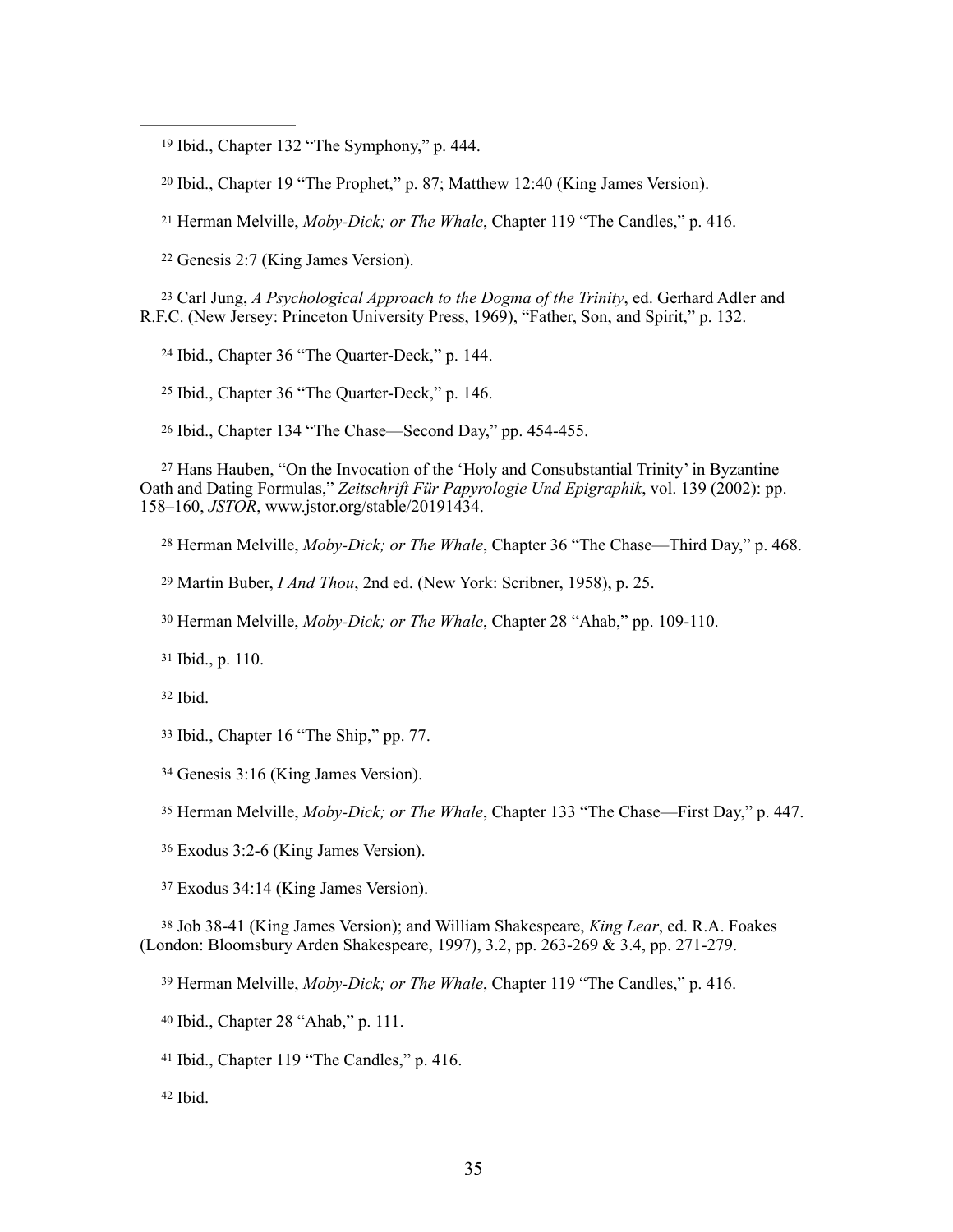[19] Ibid., Chapter 132 “The Symphony,” p. 444.

[20] Ibid., Chapter 19 “The Prophet,” p. 87; Matthew 12:40 (King James Version).

[21] Herman Melville, *Moby-Dick; or The Whale*, Chapter 119 “The Candles,” p. 416.

[22] Genesis 2:7 (King James Version).

[23] Carl Jung, *A Psychological Approach to the Dogma of the Trinity*, ed. Gerhard Adler and R.F.C. (New Jersey: Princeton University Press, 1969), “Father, Son, and Spirit,” p. 132.

[24] Ibid., Chapter 36 “The Quarter-Deck,” p. 144.

[25] Ibid., Chapter 36 “The Quarter-Deck,” p. 146.

[26] Ibid., Chapter 134 “The Chase—Second Day,” pp. 454-455.

[27] Hans Hauben, “On the Invocation of the ‘Holy and Consubstantial Trinity’ in Byzantine Oath and Dating Formulas,” *Zeitschrift Für Papyrologie Und Epigraphik*, vol. 139 (2002): pp. 158–160, *JSTOR*, www.jstor.org/stable/20191434.

[28] Herman Melville, *Moby-Dick; or The Whale*, Chapter 36 “The Chase—Third Day,” p. 468.

[29] Martin Buber, *I And Thou*, 2nd ed. (New York: Scribner, 1958), p. 25.

[30] Herman Melville, *Moby-Dick; or The Whale*, Chapter 28 “Ahab,” pp. 109-110.

[31] Ibid., p. 110.

[32] Ibid.

[33] Ibid., Chapter 16 “The Ship,” pp. 77.

[34] Genesis 3:16 (King James Version).

[35] Herman Melville, *Moby-Dick; or The Whale*, Chapter 133 “The Chase—First Day,” p. 447.

[36] Exodus 3:2-6 (King James Version).

[37] Exodus 34:14 (King James Version).

[38] Job 38-41 (King James Version); and William Shakespeare, *King Lear*, ed. R.A. Foakes (London: Bloomsbury Arden Shakespeare, 1997), 3.2, pp. 263-269 & 3.4, pp. 271-279.

[39] Herman Melville, *Moby-Dick; or The Whale*, Chapter 119 “The Candles,” p. 416.

[40] Ibid., Chapter 28 “Ahab,” p. 111.

[41] Ibid., Chapter 119 “The Candles,” p. 416.

[42] Ibid.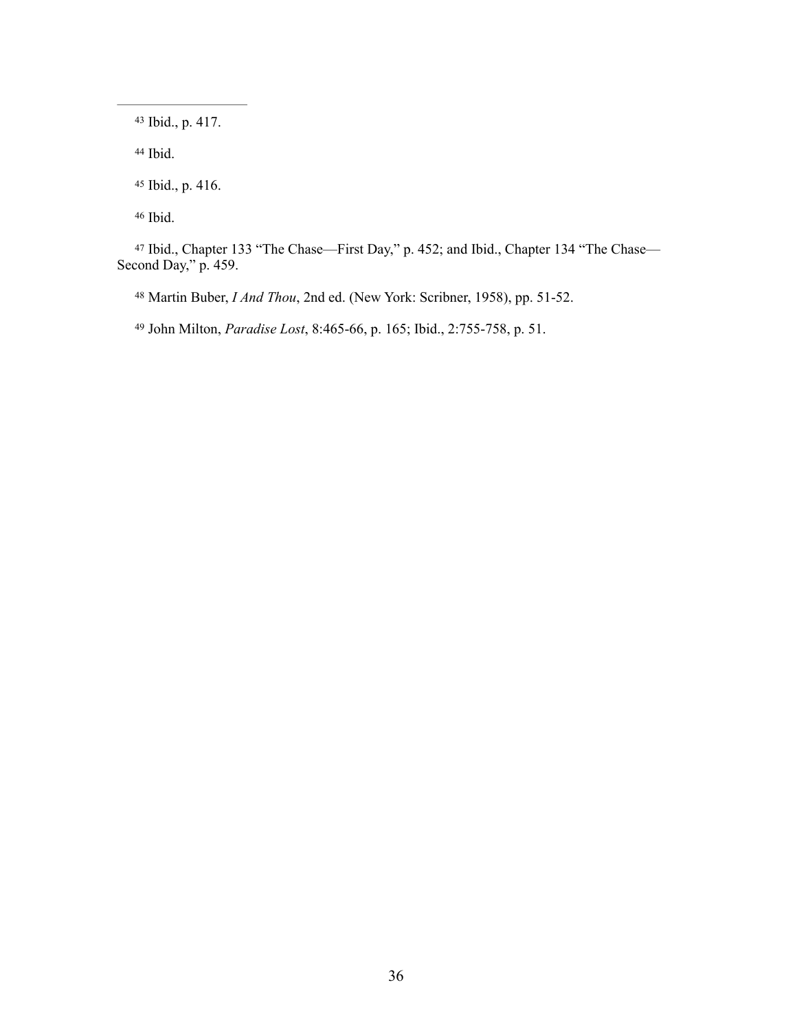[43] Ibid., p. 417.

[44] Ibid.

[45] Ibid., p. 416.

[46] Ibid.

[47] Ibid., Chapter 133 "The Chase—First Day," p. 452; and Ibid., Chapter 134 "The Chase—Second Day," p. 459.

[48] Martin Buber, *I And Thou*, 2nd ed. (New York: Scribner, 1958), pp. 51-52.

[49] John Milton, *Paradise Lost*, 8:465-66, p. 165; Ibid., 2:755-758, p. 51.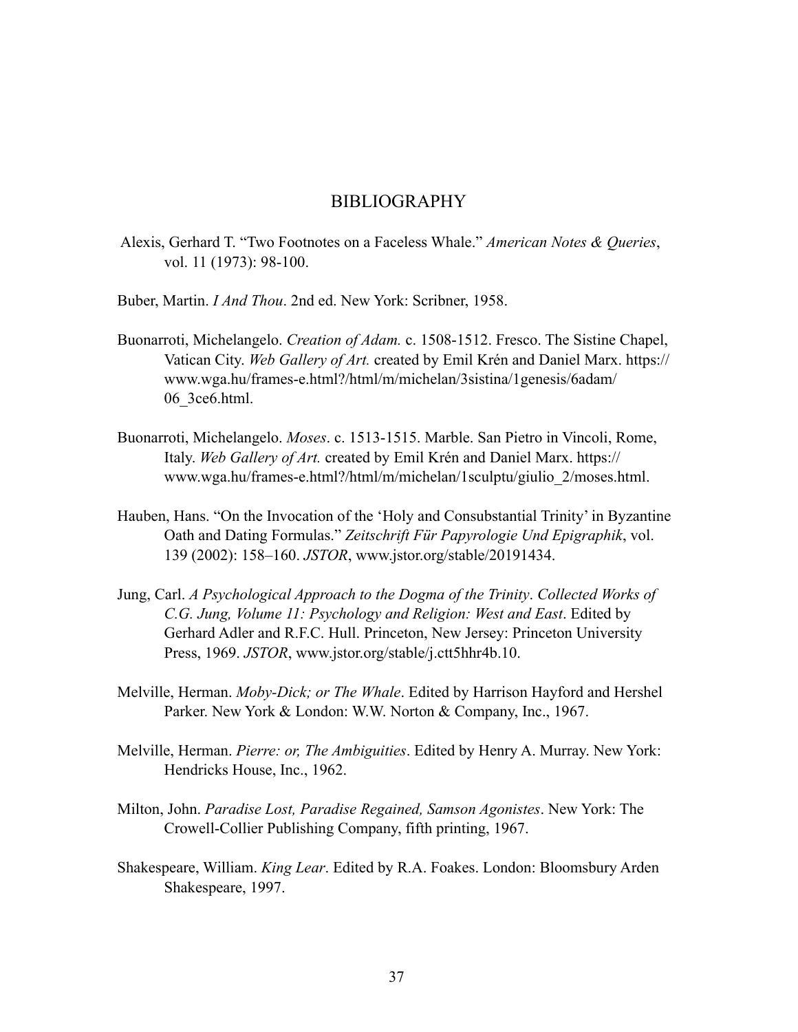# BIBLIOGRAPHY

Alexis, Gerhard T. "Two Footnotes on a Faceless Whale." *American Notes & Queries*, vol. 11 (1973): 98-100.

Buber, Martin. *I And Thou*. 2nd ed. New York: Scribner, 1958.

Buonarroti, Michelangelo. *Creation of Adam.* c. 1508-1512. Fresco. The Sistine Chapel, Vatican City. *Web Gallery of Art.* created by Emil Krén and Daniel Marx. https://www.wga.hu/frames-e.html?/html/m/michelan/3sistina/1genesis/6adam/06_3ce6.html.

Buonarroti, Michelangelo. *Moses*. c. 1513-1515. Marble. San Pietro in Vincoli, Rome, Italy. *Web Gallery of Art.* created by Emil Krén and Daniel Marx. https://www.wga.hu/frames-e.html?/html/m/michelan/1sculptu/giulio_2/moses.html.

Hauben, Hans. "On the Invocation of the 'Holy and Consubstantial Trinity' in Byzantine Oath and Dating Formulas." *Zeitschrift Für Papyrologie Und Epigraphik*, vol. 139 (2002): 158–160. *JSTOR*, www.jstor.org/stable/20191434.

Jung, Carl. *A Psychological Approach to the Dogma of the Trinity*. *Collected Works of C.G. Jung, Volume 11: Psychology and Religion: West and East*. Edited by Gerhard Adler and R.F.C. Hull. Princeton, New Jersey: Princeton University Press, 1969. *JSTOR*, www.jstor.org/stable/j.ctt5hhr4b.10.

Melville, Herman. *Moby-Dick; or The Whale*. Edited by Harrison Hayford and Hershel Parker. New York & London: W.W. Norton & Company, Inc., 1967.

Melville, Herman. *Pierre: or, The Ambiguities*. Edited by Henry A. Murray. New York: Hendricks House, Inc., 1962.

Milton, John. *Paradise Lost, Paradise Regained, Samson Agonistes*. New York: The Crowell-Collier Publishing Company, fifth printing, 1967.

Shakespeare, William. *King Lear*. Edited by R.A. Foakes. London: Bloomsbury Arden Shakespeare, 1997.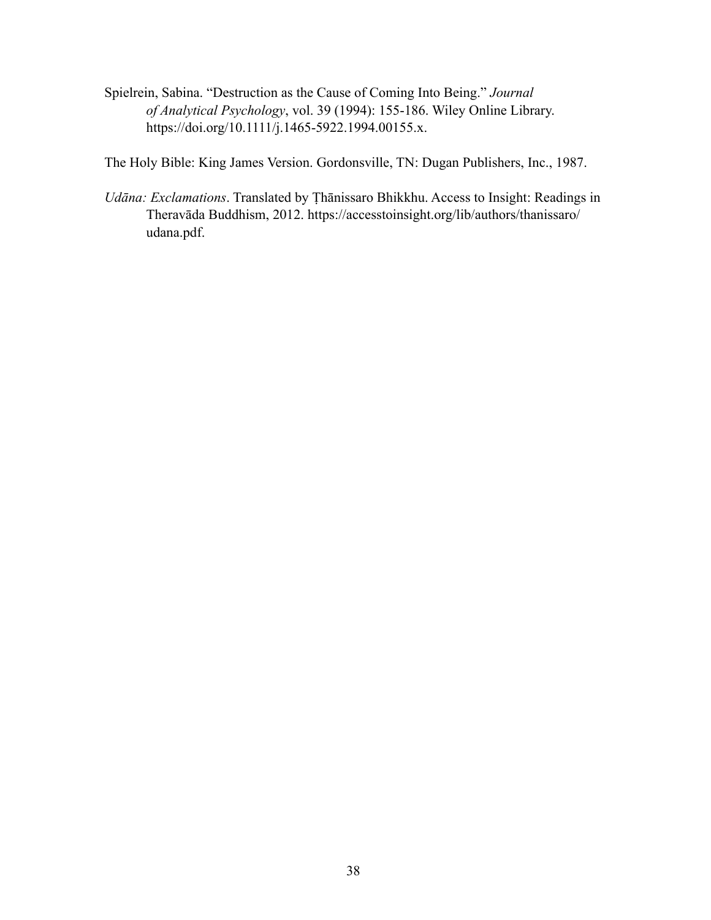Spielrein, Sabina. “Destruction as the Cause of Coming Into Being.” *Journal of Analytical Psychology*, vol. 39 (1994): 155-186. Wiley Online Library. https://doi.org/10.1111/j.1465-5922.1994.00155.x.

The Holy Bible: King James Version. Gordonsville, TN: Dugan Publishers, Inc., 1987.

*Udāna: Exclamations*. Translated by Ṭhānissaro Bhikkhu. Access to Insight: Readings in Theravāda Buddhism, 2012. https://accesstoinsight.org/lib/authors/thanissaro/udana.pdf.